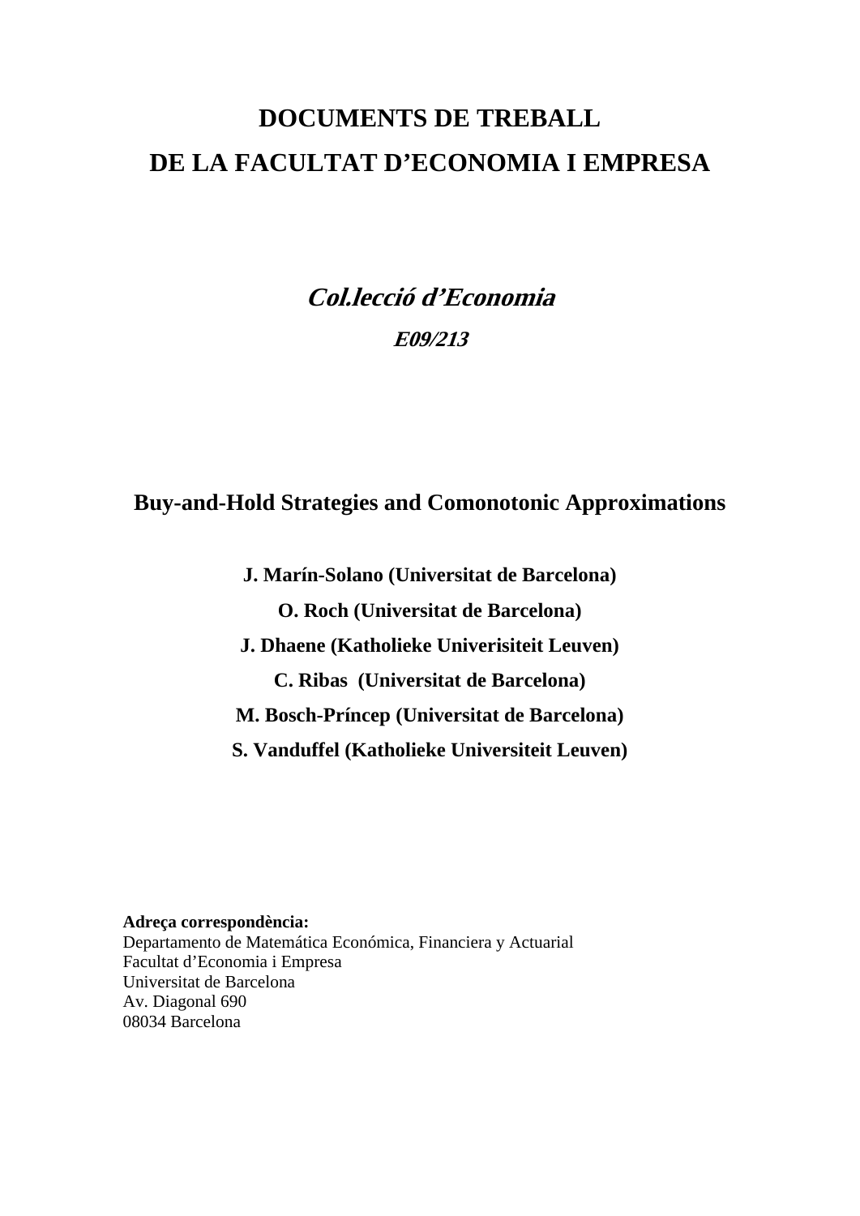# DOCUMENTS DE TREBALL
# DE LA FACULTAT D'ECONOMIA I EMPRESA

## *Col.lecció d'Economia*

***E09/213***

## Buy-and-Hold Strategies and Comonotonic Approximations

**J. Marín-Solano (Universitat de Barcelona)**

**O. Roch (Universitat de Barcelona)**

**J. Dhaene (Katholieke Univerisiteit Leuven)**

**C. Ribas (Universitat de Barcelona)**

**M. Bosch-Príncep (Universitat de Barcelona)**

**S. Vanduffel (Katholieke Universiteit Leuven)**

**Adreça correspondència:**
Departamento de Matemática Económica, Financiera y Actuarial
Facultat d'Economia i Empresa
Universitat de Barcelona
Av. Diagonal 690
08034 Barcelona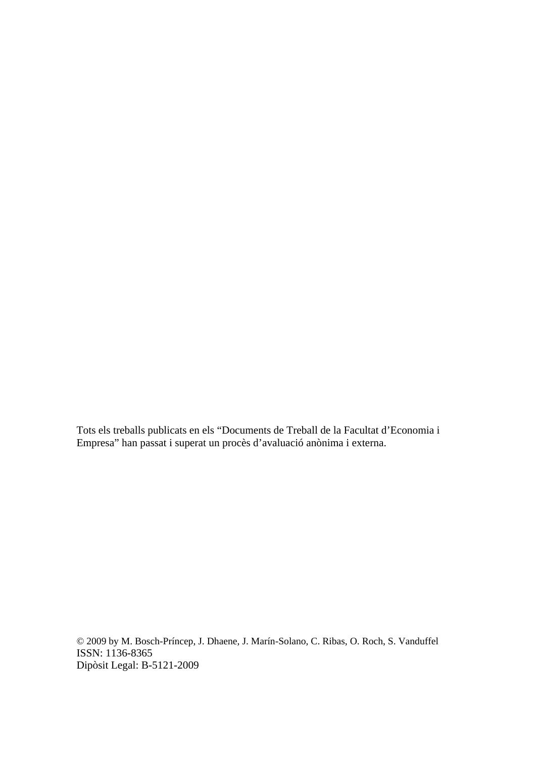Tots els treballs publicats en els “Documents de Treball de la Facultat d’Economia i Empresa” han passat i superat un procès d’avaluació anònima i externa.

© 2009 by M. Bosch-Príncep, J. Dhaene, J. Marín-Solano, C. Ribas, O. Roch, S. Vanduffel
ISSN: 1136-8365
Dipòsit Legal: B-5121-2009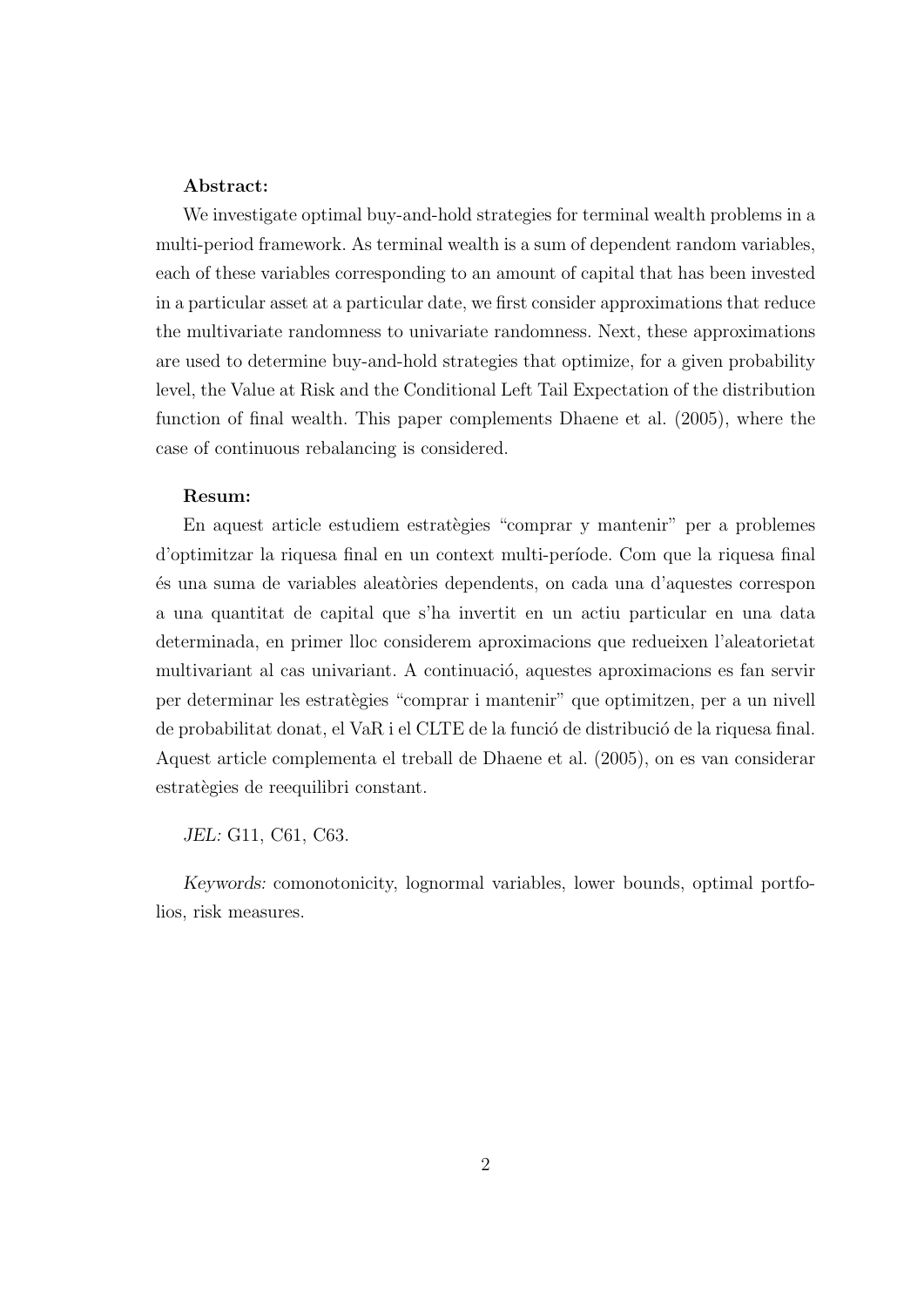**Abstract:**

We investigate optimal buy-and-hold strategies for terminal wealth problems in a multi-period framework. As terminal wealth is a sum of dependent random variables, each of these variables corresponding to an amount of capital that has been invested in a particular asset at a particular date, we first consider approximations that reduce the multivariate randomness to univariate randomness. Next, these approximations are used to determine buy-and-hold strategies that optimize, for a given probability level, the Value at Risk and the Conditional Left Tail Expectation of the distribution function of final wealth. This paper complements Dhaene et al. (2005), where the case of continuous rebalancing is considered.

**Resum:**

En aquest article estudiem estratègies "comprar y mantenir" per a problemes d'optimitzar la riquesa final en un context multi-període. Com que la riquesa final és una suma de variables aleatòries dependents, on cada una d'aquestes correspon a una quantitat de capital que s'ha invertit en un actiu particular en una data determinada, en primer lloc considerem aproximacions que redueixen l'aleatorietat multivariant al cas univariant. A continuació, aquestes aproximacions es fan servir per determinar les estratègies "comprar i mantenir" que optimitzen, per a un nivell de probabilitat donat, el VaR i el CLTE de la funció de distribució de la riquesa final. Aquest article complementa el treball de Dhaene et al. (2005), on es van considerar estratègies de reequilibri constant.

*JEL:* G11, C61, C63.

*Keywords:* comonotonicity, lognormal variables, lower bounds, optimal portfolios, risk measures.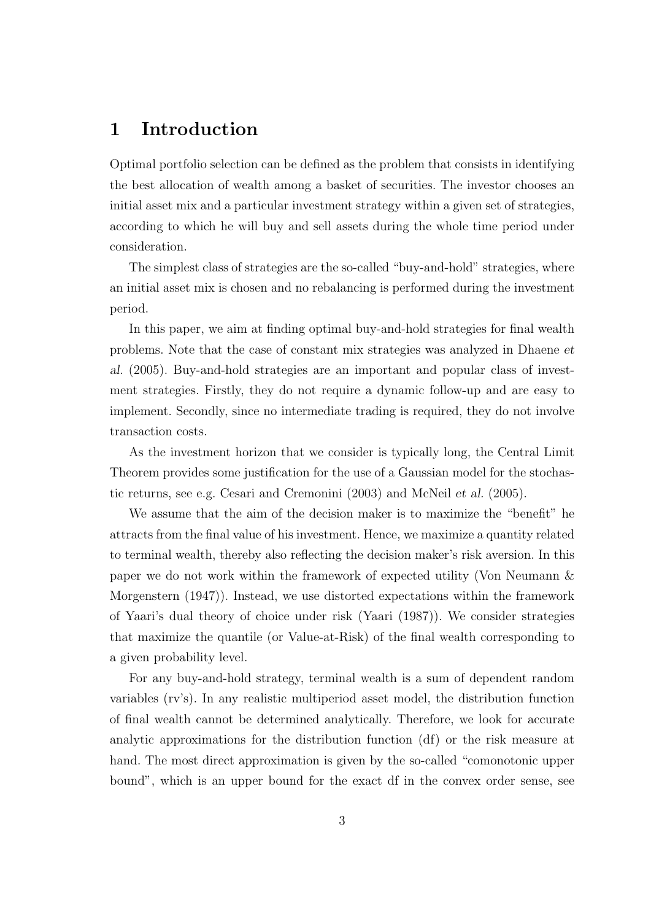# 1 Introduction

Optimal portfolio selection can be defined as the problem that consists in identifying the best allocation of wealth among a basket of securities. The investor chooses an initial asset mix and a particular investment strategy within a given set of strategies, according to which he will buy and sell assets during the whole time period under consideration.

The simplest class of strategies are the so-called "buy-and-hold" strategies, where an initial asset mix is chosen and no rebalancing is performed during the investment period.

In this paper, we aim at finding optimal buy-and-hold strategies for final wealth problems. Note that the case of constant mix strategies was analyzed in Dhaene *et al.* (2005). Buy-and-hold strategies are an important and popular class of investment strategies. Firstly, they do not require a dynamic follow-up and are easy to implement. Secondly, since no intermediate trading is required, they do not involve transaction costs.

As the investment horizon that we consider is typically long, the Central Limit Theorem provides some justification for the use of a Gaussian model for the stochastic returns, see e.g. Cesari and Cremonini (2003) and McNeil *et al.* (2005).

We assume that the aim of the decision maker is to maximize the "benefit" he attracts from the final value of his investment. Hence, we maximize a quantity related to terminal wealth, thereby also reflecting the decision maker's risk aversion. In this paper we do not work within the framework of expected utility (Von Neumann & Morgenstern (1947)). Instead, we use distorted expectations within the framework of Yaari's dual theory of choice under risk (Yaari (1987)). We consider strategies that maximize the quantile (or Value-at-Risk) of the final wealth corresponding to a given probability level.

For any buy-and-hold strategy, terminal wealth is a sum of dependent random variables (rv's). In any realistic multiperiod asset model, the distribution function of final wealth cannot be determined analytically. Therefore, we look for accurate analytic approximations for the distribution function (df) or the risk measure at hand. The most direct approximation is given by the so-called "comonotonic upper bound", which is an upper bound for the exact df in the convex order sense, see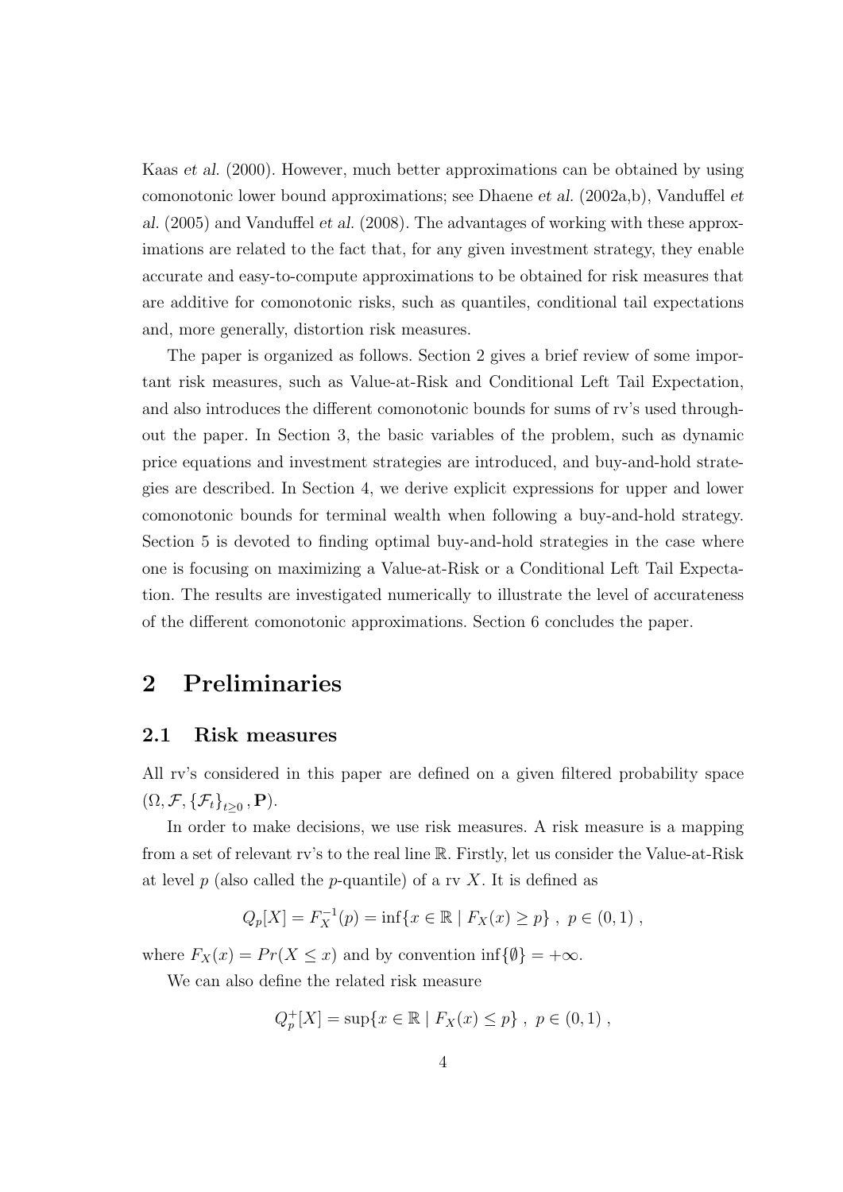Kaas *et al.* (2000). However, much better approximations can be obtained by using comonotonic lower bound approximations; see Dhaene *et al.* (2002a,b), Vanduffel *et al.* (2005) and Vanduffel *et al.* (2008). The advantages of working with these approximations are related to the fact that, for any given investment strategy, they enable accurate and easy-to-compute approximations to be obtained for risk measures that are additive for comonotonic risks, such as quantiles, conditional tail expectations and, more generally, distortion risk measures.

The paper is organized as follows. Section 2 gives a brief review of some important risk measures, such as Value-at-Risk and Conditional Left Tail Expectation, and also introduces the different comonotonic bounds for sums of rv's used throughout the paper. In Section 3, the basic variables of the problem, such as dynamic price equations and investment strategies are introduced, and buy-and-hold strategies are described. In Section 4, we derive explicit expressions for upper and lower comonotonic bounds for terminal wealth when following a buy-and-hold strategy. Section 5 is devoted to finding optimal buy-and-hold strategies in the case where one is focusing on maximizing a Value-at-Risk or a Conditional Left Tail Expectation. The results are investigated numerically to illustrate the level of accurateness of the different comonotonic approximations. Section 6 concludes the paper.

# 2 Preliminaries

## 2.1 Risk measures

All rv's considered in this paper are defined on a given filtered probability space $(\Omega, \mathcal{F}, \{\mathcal{F}_t\}_{t\geq 0}, \mathbf{P})$.

In order to make decisions, we use risk measures. A risk measure is a mapping from a set of relevant rv's to the real line $\mathbb{R}$. Firstly, let us consider the Value-at-Risk at level $p$ (also called the $p$-quantile) of a rv $X$. It is defined as

$$Q_p[X] = F_X^{-1}(p) = \inf\{x \in \mathbb{R} \mid F_X(x) \geq p\}\ ,\ p \in (0,1)\ ,$$

where $F_X(x) = Pr(X \leq x)$ and by convention $\inf\{\emptyset\} = +\infty$.

We can also define the related risk measure

$$Q_p^+[X] = \sup\{x \in \mathbb{R} \mid F_X(x) \leq p\}\ ,\ p \in (0,1)\ ,$$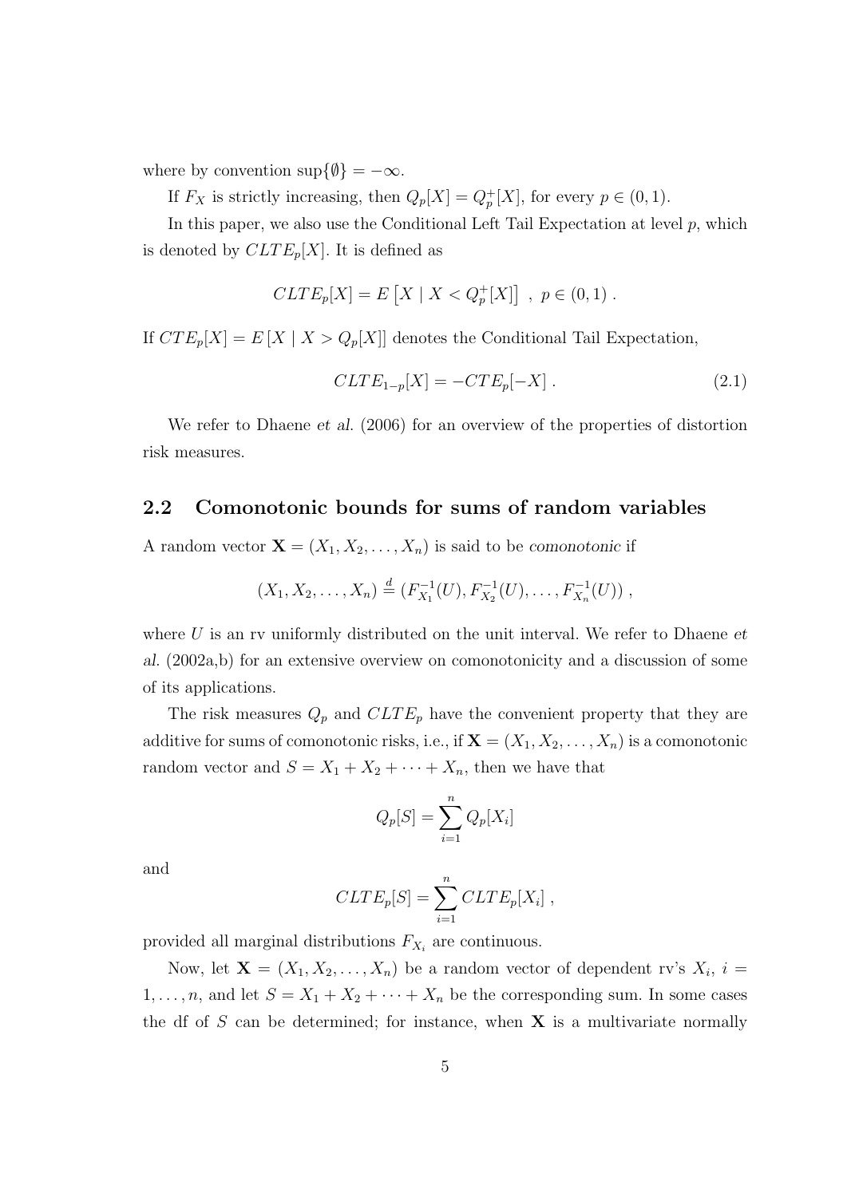where by convention $\sup\{\emptyset\} = -\infty$.

If $F_X$ is strictly increasing, then $Q_p[X] = Q_p^+[X]$, for every $p \in (0, 1)$.

In this paper, we also use the Conditional Left Tail Expectation at level $p$, which is denoted by $CLTE_p[X]$. It is defined as

$$CLTE_p[X] = E\left[X \mid X < Q_p^+[X]\right] \ , \ p \in (0, 1) \ .$$

If $CTE_p[X] = E\left[X \mid X > Q_p[X]\right]$ denotes the Conditional Tail Expectation,

$$CLTE_{1-p}[X] = -CTE_p[-X] \ . \tag{2.1}$$

We refer to Dhaene *et al.* (2006) for an overview of the properties of distortion risk measures.

## 2.2 Comonotonic bounds for sums of random variables

A random vector $\mathbf{X} = (X_1, X_2, \ldots, X_n)$ is said to be *comonotonic* if

$$(X_1, X_2, \ldots, X_n) \stackrel{d}{=} (F_{X_1}^{-1}(U), F_{X_2}^{-1}(U), \ldots, F_{X_n}^{-1}(U)) \ ,$$

where $U$ is an rv uniformly distributed on the unit interval. We refer to Dhaene *et al.* (2002a,b) for an extensive overview on comonotonicity and a discussion of some of its applications.

The risk measures $Q_p$ and $CLTE_p$ have the convenient property that they are additive for sums of comonotonic risks, i.e., if $\mathbf{X} = (X_1, X_2, \ldots, X_n)$ is a comonotonic random vector and $S = X_1 + X_2 + \cdots + X_n$, then we have that

$$Q_p[S] = \sum_{i=1}^{n} Q_p[X_i]$$

and

$$CLTE_p[S] = \sum_{i=1}^{n} CLTE_p[X_i] \ ,$$

provided all marginal distributions $F_{X_i}$ are continuous.

Now, let $\mathbf{X} = (X_1, X_2, \ldots, X_n)$ be a random vector of dependent rv's $X_i$, $i = 1, \ldots, n$, and let $S = X_1 + X_2 + \cdots + X_n$ be the corresponding sum. In some cases the df of $S$ can be determined; for instance, when $\mathbf{X}$ is a multivariate normally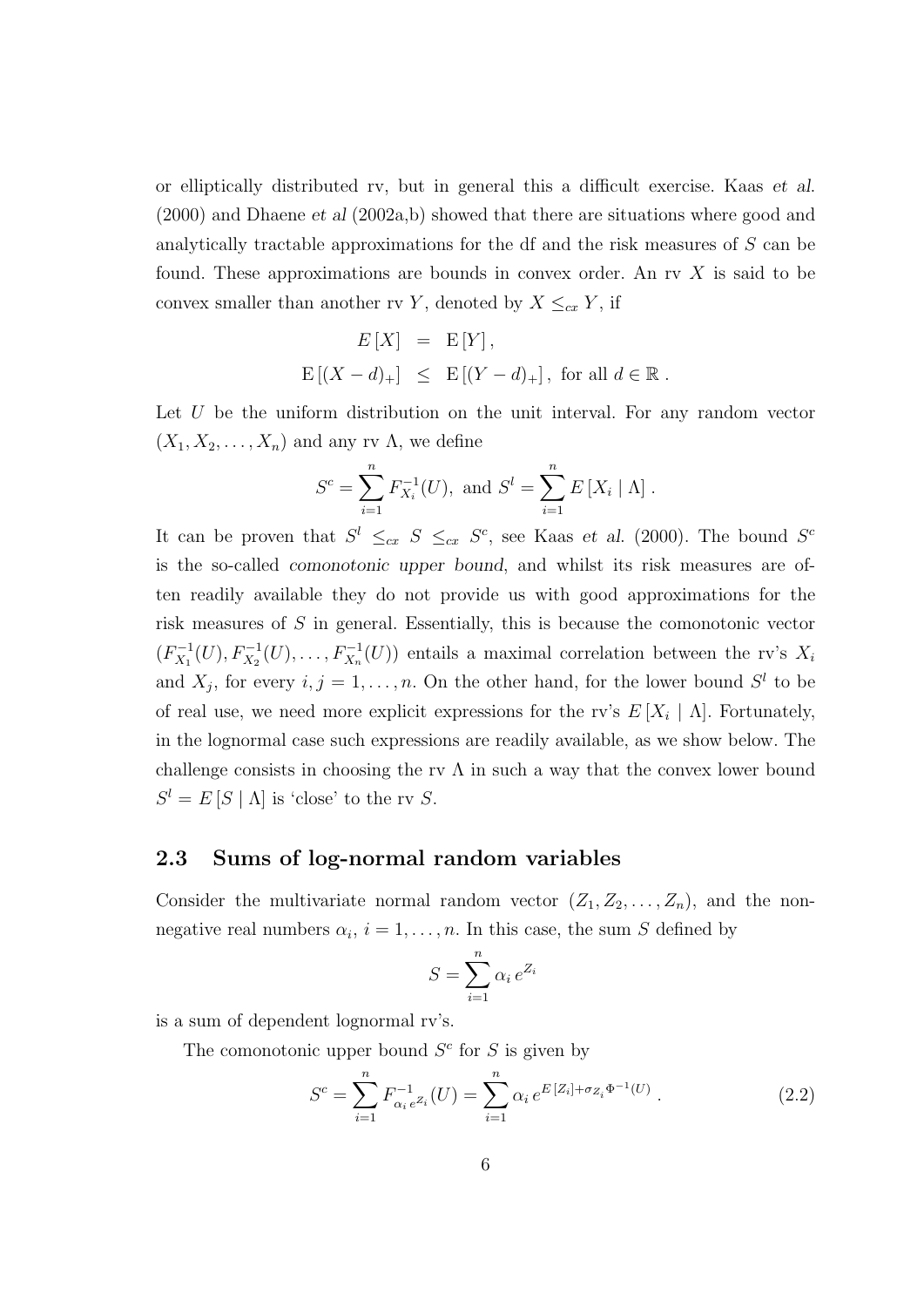or elliptically distributed rv, but in general this a difficult exercise. Kaas *et al.* (2000) and Dhaene *et al* (2002a,b) showed that there are situations where good and analytically tractable approximations for the df and the risk measures of $S$ can be found. These approximations are bounds in convex order. An rv $X$ is said to be convex smaller than another rv $Y$, denoted by $X \leq_{cx} Y$, if

$$
\begin{aligned}
E[X] &= \mathrm{E}[Y], \\
\mathrm{E}[(X-d)_+] &\leq \mathrm{E}[(Y-d)_+], \text{ for all } d \in \mathbb{R}.
\end{aligned}
$$

Let $U$ be the uniform distribution on the unit interval. For any random vector $(X_1, X_2, \ldots, X_n)$ and any rv $\Lambda$, we define

$$
S^c = \sum_{i=1}^{n} F_{X_i}^{-1}(U), \text{ and } S^l = \sum_{i=1}^{n} E[X_i \mid \Lambda].
$$

It can be proven that $S^l \leq_{cx} S \leq_{cx} S^c$, see Kaas *et al.* (2000). The bound $S^c$ is the so-called *comonotonic upper bound*, and whilst its risk measures are often readily available they do not provide us with good approximations for the risk measures of $S$ in general. Essentially, this is because the comonotonic vector $(F_{X_1}^{-1}(U), F_{X_2}^{-1}(U), \ldots, F_{X_n}^{-1}(U))$ entails a maximal correlation between the rv's $X_i$ and $X_j$, for every $i, j = 1, \ldots, n$. On the other hand, for the lower bound $S^l$ to be of real use, we need more explicit expressions for the rv's $E[X_i \mid \Lambda]$. Fortunately, in the lognormal case such expressions are readily available, as we show below. The challenge consists in choosing the rv $\Lambda$ in such a way that the convex lower bound $S^l = E[S \mid \Lambda]$ is 'close' to the rv $S$.

### 2.3 Sums of log-normal random variables

Consider the multivariate normal random vector $(Z_1, Z_2, \ldots, Z_n)$, and the non-negative real numbers $\alpha_i$, $i = 1, \ldots, n$. In this case, the sum $S$ defined by

$$
S = \sum_{i=1}^{n} \alpha_i \, e^{Z_i}
$$

is a sum of dependent lognormal rv's.

The comonotonic upper bound $S^c$ for $S$ is given by

$$
S^c = \sum_{i=1}^{n} F_{\alpha_i e^{Z_i}}^{-1}(U) = \sum_{i=1}^{n} \alpha_i \, e^{E[Z_i] + \sigma_{Z_i} \Phi^{-1}(U)}. \tag{2.2}
$$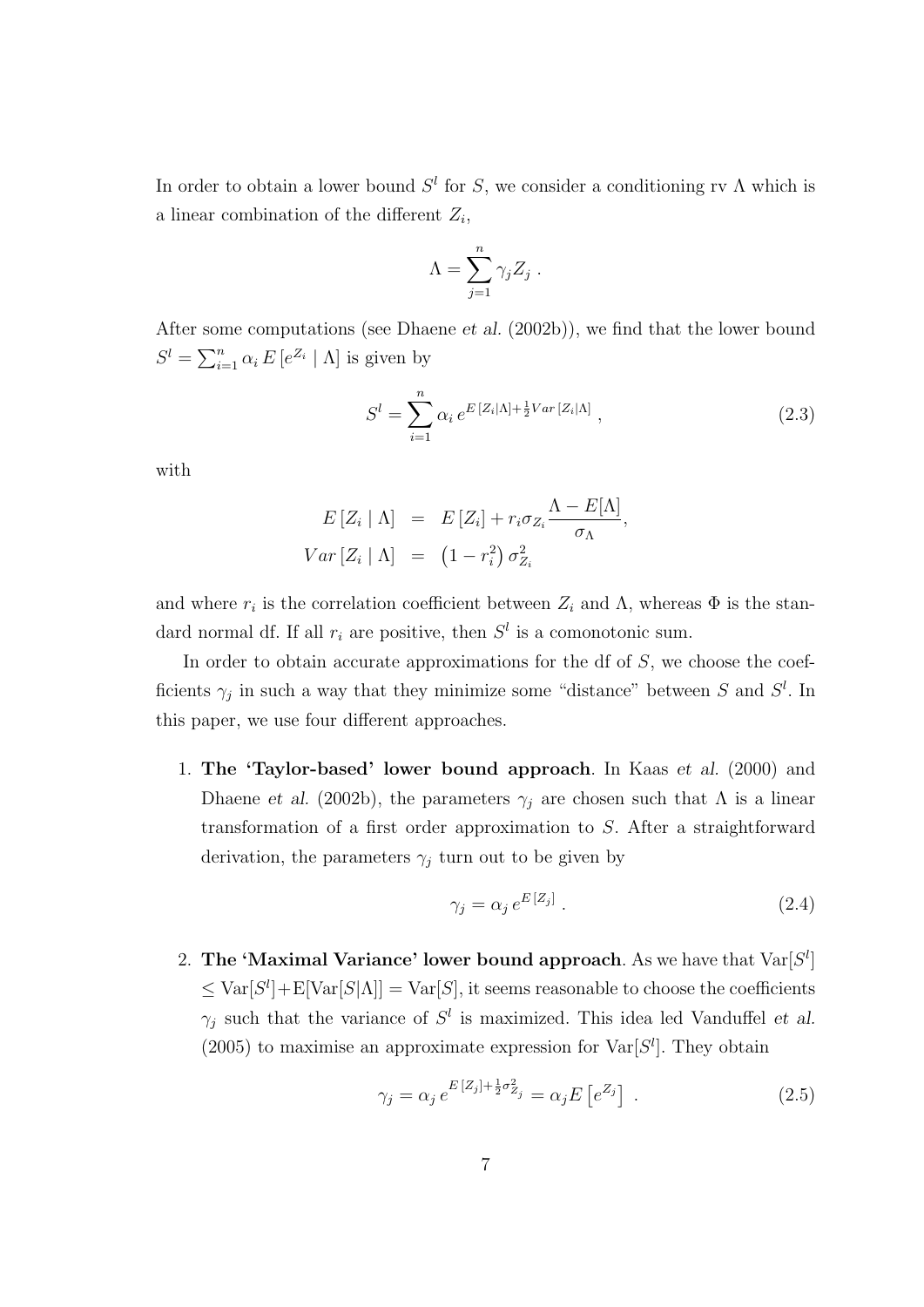In order to obtain a lower bound $S^l$ for $S$, we consider a conditioning rv $\Lambda$ which is a linear combination of the different $Z_i$,

$$\Lambda = \sum_{j=1}^{n} \gamma_j Z_j \ .$$

After some computations (see Dhaene *et al.* (2002b)), we find that the lower bound $S^l = \sum_{i=1}^n \alpha_i \, E\left[e^{Z_i} \mid \Lambda\right]$ is given by

$$S^l = \sum_{i=1}^{n} \alpha_i \, e^{E\,[Z_i|\Lambda] + \frac{1}{2} Var\,[Z_i|\Lambda]} \ , \tag{2.3}$$

with

$$\begin{aligned} E\left[Z_i \mid \Lambda\right] &= E\left[Z_i\right] + r_i \sigma_{Z_i} \frac{\Lambda - E[\Lambda]}{\sigma_\Lambda}, \\ Var\left[Z_i \mid \Lambda\right] &= \left(1 - r_i^2\right) \sigma_{Z_i}^2 \end{aligned}$$

and where $r_i$ is the correlation coefficient between $Z_i$ and $\Lambda$, whereas $\Phi$ is the standard normal df. If all $r_i$ are positive, then $S^l$ is a comonotonic sum.

In order to obtain accurate approximations for the df of $S$, we choose the coefficients $\gamma_j$ in such a way that they minimize some "distance" between $S$ and $S^l$. In this paper, we use four different approaches.

1. **The 'Taylor-based' lower bound approach**. In Kaas *et al.* (2000) and Dhaene *et al.* (2002b), the parameters $\gamma_j$ are chosen such that $\Lambda$ is a linear transformation of a first order approximation to $S$. After a straightforward derivation, the parameters $\gamma_j$ turn out to be given by

$$\gamma_j = \alpha_j \, e^{E\,[Z_j]} \ . \tag{2.4}$$

2. **The 'Maximal Variance' lower bound approach**. As we have that $\text{Var}[S^l] \leq \text{Var}[S^l] + \text{E}[\text{Var}[S|\Lambda]] = \text{Var}[S]$, it seems reasonable to choose the coefficients $\gamma_j$ such that the variance of $S^l$ is maximized. This idea led Vanduffel *et al.* (2005) to maximise an approximate expression for $\text{Var}[S^l]$. They obtain

$$\gamma_j = \alpha_j \, e^{E\,[Z_j] + \frac{1}{2}\sigma_{Z_j}^2} = \alpha_j E\left[e^{Z_j}\right] \ . \tag{2.5}$$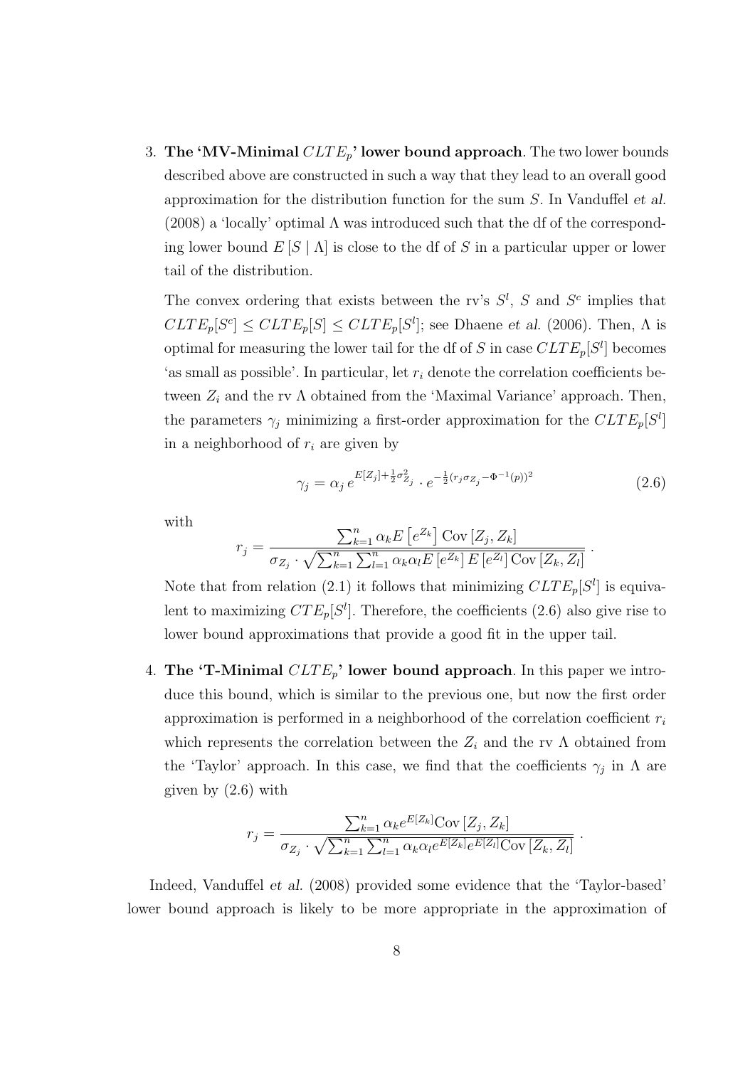3. **The 'MV-Minimal $CLTE_p$' lower bound approach**. The two lower bounds described above are constructed in such a way that they lead to an overall good approximation for the distribution function for the sum $S$. In Vanduffel *et al.* (2008) a 'locally' optimal $\Lambda$ was introduced such that the df of the corresponding lower bound $E[S \mid \Lambda]$ is close to the df of $S$ in a particular upper or lower tail of the distribution.

   The convex ordering that exists between the rv's $S^l$, $S$ and $S^c$ implies that $CLTE_p[S^c] \leq CLTE_p[S] \leq CLTE_p[S^l]$; see Dhaene *et al.* (2006). Then, $\Lambda$ is optimal for measuring the lower tail for the df of $S$ in case $CLTE_p[S^l]$ becomes 'as small as possible'. In particular, let $r_i$ denote the correlation coefficients between $Z_i$ and the rv $\Lambda$ obtained from the 'Maximal Variance' approach. Then, the parameters $\gamma_j$ minimizing a first-order approximation for the $CLTE_p[S^l]$ in a neighborhood of $r_i$ are given by

   $$\gamma_j = \alpha_j \, e^{E[Z_j]+\frac{1}{2}\sigma_{Z_j}^2} \cdot e^{-\frac{1}{2}(r_j \sigma_{Z_j} - \Phi^{-1}(p))^2} \tag{2.6}$$

   with

   $$r_j = \frac{\sum_{k=1}^{n} \alpha_k E\left[e^{Z_k}\right] \mathrm{Cov}\left[Z_j, Z_k\right]}{\sigma_{Z_j} \cdot \sqrt{\sum_{k=1}^{n} \sum_{l=1}^{n} \alpha_k \alpha_l E\left[e^{Z_k}\right] E\left[e^{Z_l}\right] \mathrm{Cov}\left[Z_k, Z_l\right]}}.$$

   Note that from relation (2.1) it follows that minimizing $CLTE_p[S^l]$ is equivalent to maximizing $CTE_p[S^l]$. Therefore, the coefficients (2.6) also give rise to lower bound approximations that provide a good fit in the upper tail.

4. **The 'T-Minimal $CLTE_p$' lower bound approach**. In this paper we introduce this bound, which is similar to the previous one, but now the first order approximation is performed in a neighborhood of the correlation coefficient $r_i$ which represents the correlation between the $Z_i$ and the rv $\Lambda$ obtained from the 'Taylor' approach. In this case, we find that the coefficients $\gamma_j$ in $\Lambda$ are given by (2.6) with

   $$r_j = \frac{\sum_{k=1}^{n} \alpha_k e^{E[Z_k]} \mathrm{Cov}\left[Z_j, Z_k\right]}{\sigma_{Z_j} \cdot \sqrt{\sum_{k=1}^{n} \sum_{l=1}^{n} \alpha_k \alpha_l e^{E[Z_k]} e^{E[Z_l]} \mathrm{Cov}\left[Z_k, Z_l\right]}}.$$

Indeed, Vanduffel *et al.* (2008) provided some evidence that the 'Taylor-based' lower bound approach is likely to be more appropriate in the approximation of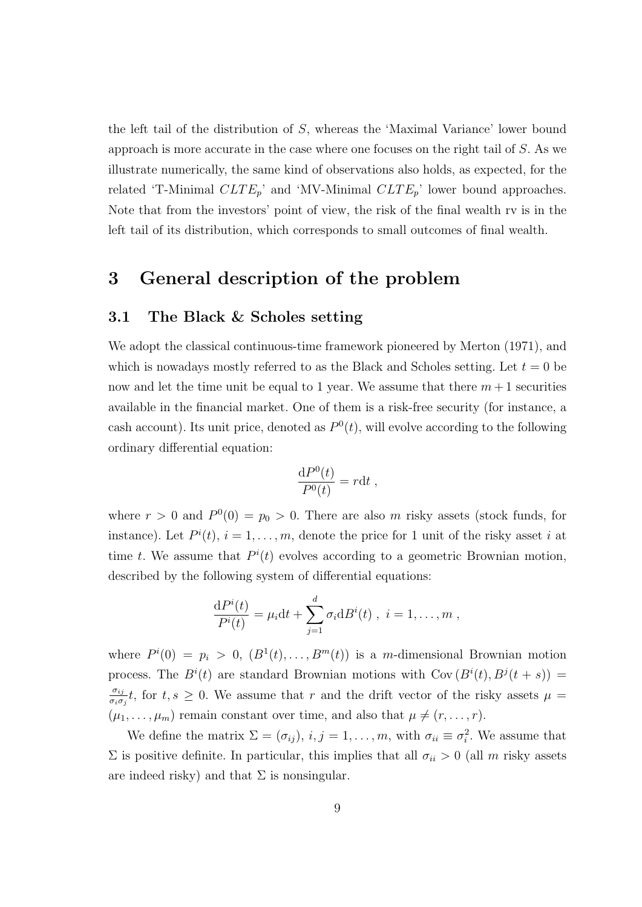the left tail of the distribution of $S$, whereas the 'Maximal Variance' lower bound approach is more accurate in the case where one focuses on the right tail of $S$. As we illustrate numerically, the same kind of observations also holds, as expected, for the related 'T-Minimal $CLTE_p$' and 'MV-Minimal $CLTE_p$' lower bound approaches. Note that from the investors' point of view, the risk of the final wealth rv is in the left tail of its distribution, which corresponds to small outcomes of final wealth.

# 3 General description of the problem

## 3.1 The Black & Scholes setting

We adopt the classical continuous-time framework pioneered by Merton (1971), and which is nowadays mostly referred to as the Black and Scholes setting. Let $t = 0$ be now and let the time unit be equal to 1 year. We assume that there $m + 1$ securities available in the financial market. One of them is a risk-free security (for instance, a cash account). Its unit price, denoted as $P^0(t)$, will evolve according to the following ordinary differential equation:

$$\frac{\mathrm{d}P^0(t)}{P^0(t)} = r\mathrm{d}t \ ,$$

where $r > 0$ and $P^0(0) = p_0 > 0$. There are also $m$ risky assets (stock funds, for instance). Let $P^i(t)$, $i = 1, \ldots, m$, denote the price for 1 unit of the risky asset $i$ at time $t$. We assume that $P^i(t)$ evolves according to a geometric Brownian motion, described by the following system of differential equations:

$$\frac{\mathrm{d}P^i(t)}{P^i(t)} = \mu_i \mathrm{d}t + \sum_{j=1}^{d} \sigma_i \mathrm{d}B^i(t) \ , \ i = 1, \ldots, m \ ,$$

where $P^i(0) = p_i > 0$, $(B^1(t), \ldots, B^m(t))$ is a $m$-dimensional Brownian motion process. The $B^i(t)$ are standard Brownian motions with $\mathrm{Cov}\left(B^i(t), B^j(t+s)\right) = \frac{\sigma_{ij}}{\sigma_i \sigma_j} t$, for $t, s \geq 0$. We assume that $r$ and the drift vector of the risky assets $\mu = (\mu_1, \ldots, \mu_m)$ remain constant over time, and also that $\mu \neq (r, \ldots, r)$.

We define the matrix $\Sigma = (\sigma_{ij})$, $i, j = 1, \ldots, m$, with $\sigma_{ii} \equiv \sigma_i^2$. We assume that $\Sigma$ is positive definite. In particular, this implies that all $\sigma_{ii} > 0$ (all $m$ risky assets are indeed risky) and that $\Sigma$ is nonsingular.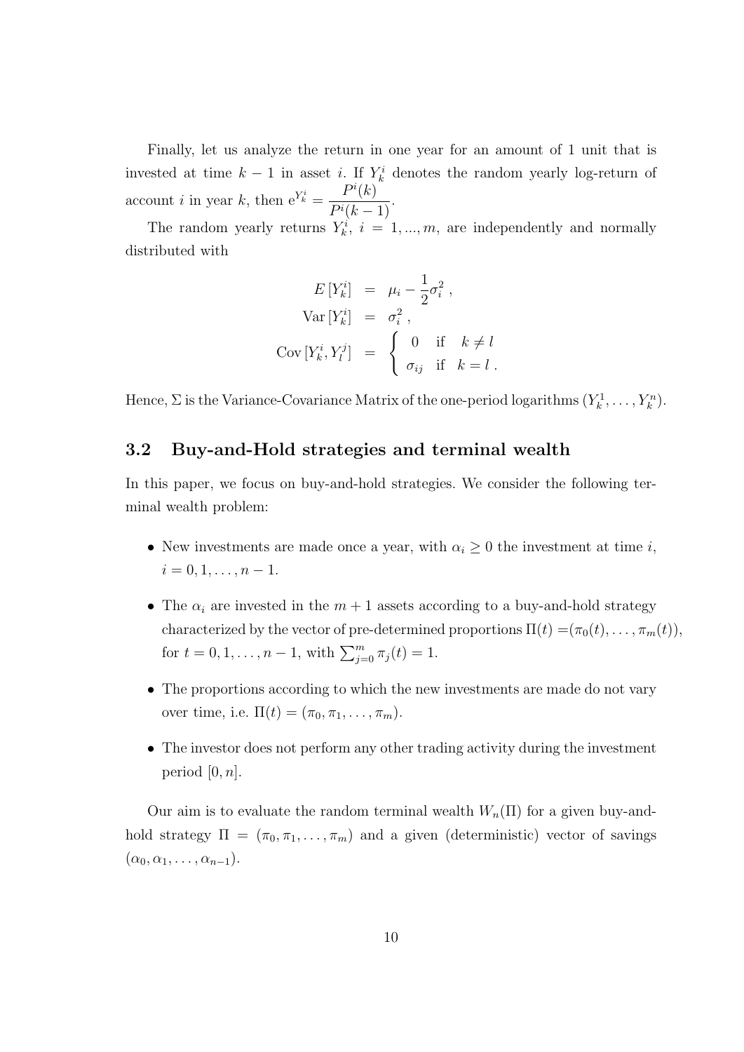Finally, let us analyze the return in one year for an amount of 1 unit that is invested at time $k-1$ in asset $i$. If $Y_k^i$ denotes the random yearly log-return of account $i$ in year $k$, then $e^{Y_k^i} = \dfrac{P^i(k)}{P^i(k-1)}$.

The random yearly returns $Y_k^i$, $i = 1, ..., m$, are independently and normally distributed with

$$
\begin{aligned}
E\left[Y_k^i\right] &= \mu_i - \frac{1}{2}\sigma_i^2 , \\
\mathrm{Var}\left[Y_k^i\right] &= \sigma_i^2 , \\
\mathrm{Cov}\left[Y_k^i, Y_l^j\right] &= \begin{cases} 0 & \text{if} \quad k \neq l \\ \sigma_{ij} & \text{if} \quad k = l \, . \end{cases}
\end{aligned}
$$

Hence, $\Sigma$ is the Variance-Covariance Matrix of the one-period logarithms $(Y_k^1, \ldots, Y_k^n)$.

## 3.2 Buy-and-Hold strategies and terminal wealth

In this paper, we focus on buy-and-hold strategies. We consider the following terminal wealth problem:

- New investments are made once a year, with $\alpha_i \geq 0$ the investment at time $i$, $i = 0, 1, \ldots, n-1$.
- The $\alpha_i$ are invested in the $m+1$ assets according to a buy-and-hold strategy characterized by the vector of pre-determined proportions $\Pi(t) = (\pi_0(t), \ldots, \pi_m(t))$, for $t = 0, 1, \ldots, n-1$, with $\sum_{j=0}^{m} \pi_j(t) = 1$.
- The proportions according to which the new investments are made do not vary over time, i.e. $\Pi(t) = (\pi_0, \pi_1, \ldots, \pi_m)$.
- The investor does not perform any other trading activity during the investment period $[0, n]$.

Our aim is to evaluate the random terminal wealth $W_n(\Pi)$ for a given buy-and-hold strategy $\Pi = (\pi_0, \pi_1, \ldots, \pi_m)$ and a given (deterministic) vector of savings $(\alpha_0, \alpha_1, \ldots, \alpha_{n-1})$.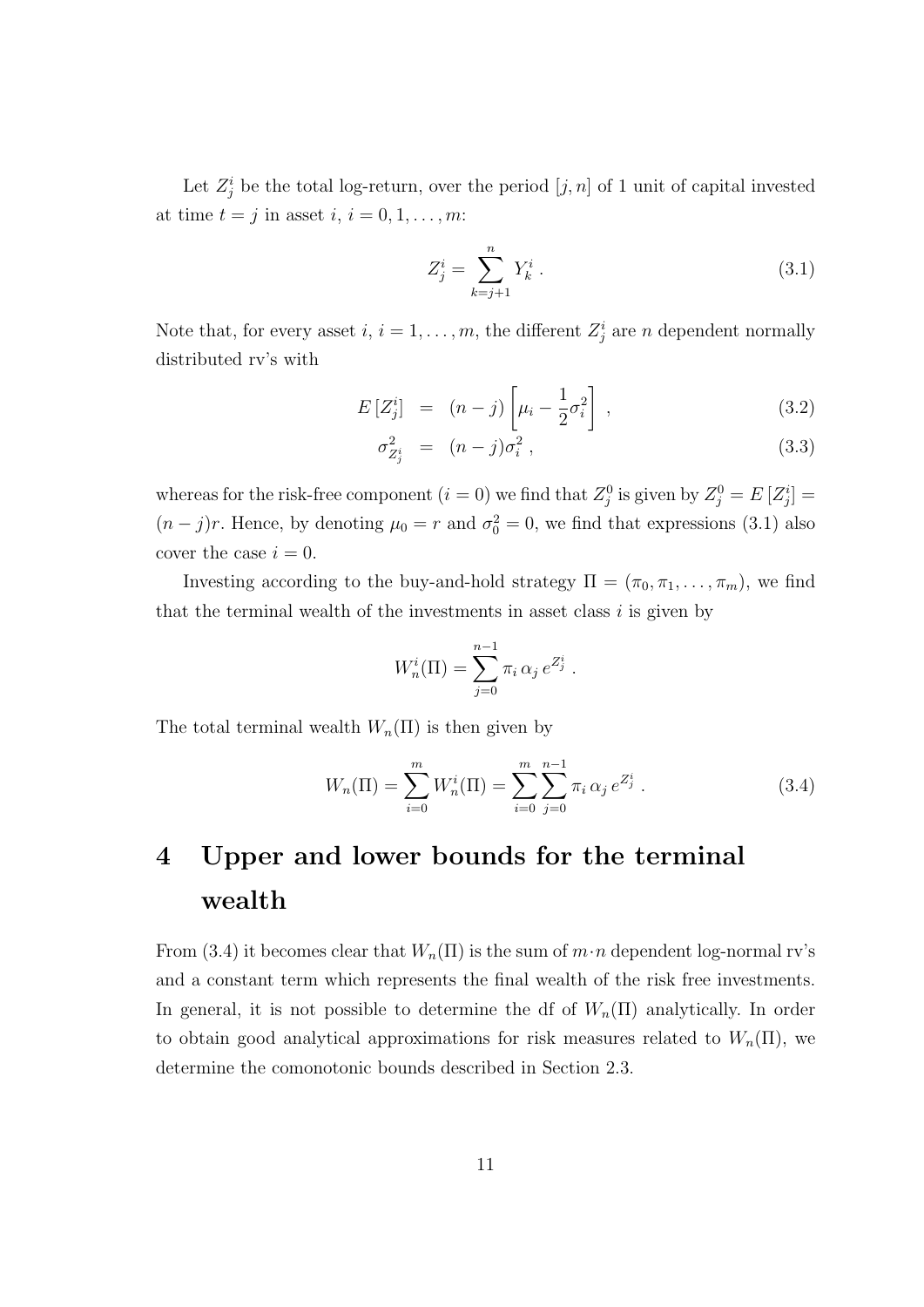Let $Z_j^i$ be the total log-return, over the period $[j, n]$ of 1 unit of capital invested at time $t = j$ in asset $i$, $i = 0, 1, \ldots, m$:

$$Z_j^i = \sum_{k=j+1}^{n} Y_k^i \,. \tag{3.1}$$

Note that, for every asset $i$, $i = 1, \ldots, m$, the different $Z_j^i$ are $n$ dependent normally distributed rv's with

$$E\left[Z_j^i\right] = (n-j)\left[\mu_i - \frac{1}{2}\sigma_i^2\right] , \tag{3.2}$$

$$\sigma^2_{Z_j^i} = (n-j)\sigma_i^2 \,, \tag{3.3}$$

whereas for the risk-free component ($i = 0$) we find that $Z_j^0$ is given by $Z_j^0 = E\left[Z_j^i\right] = (n-j)r$. Hence, by denoting $\mu_0 = r$ and $\sigma_0^2 = 0$, we find that expressions (3.1) also cover the case $i = 0$.

Investing according to the buy-and-hold strategy $\Pi = (\pi_0, \pi_1, \ldots, \pi_m)$, we find that the terminal wealth of the investments in asset class $i$ is given by

$$W_n^i(\Pi) = \sum_{j=0}^{n-1} \pi_i \, \alpha_j \, e^{Z_j^i} \,.$$

The total terminal wealth $W_n(\Pi)$ is then given by

$$W_n(\Pi) = \sum_{i=0}^{m} W_n^i(\Pi) = \sum_{i=0}^{m} \sum_{j=0}^{n-1} \pi_i \, \alpha_j \, e^{Z_j^i} \,. \tag{3.4}$$

# 4 Upper and lower bounds for the terminal wealth

From (3.4) it becomes clear that $W_n(\Pi)$ is the sum of $m \cdot n$ dependent log-normal rv's and a constant term which represents the final wealth of the risk free investments. In general, it is not possible to determine the df of $W_n(\Pi)$ analytically. In order to obtain good analytical approximations for risk measures related to $W_n(\Pi)$, we determine the comonotonic bounds described in Section 2.3.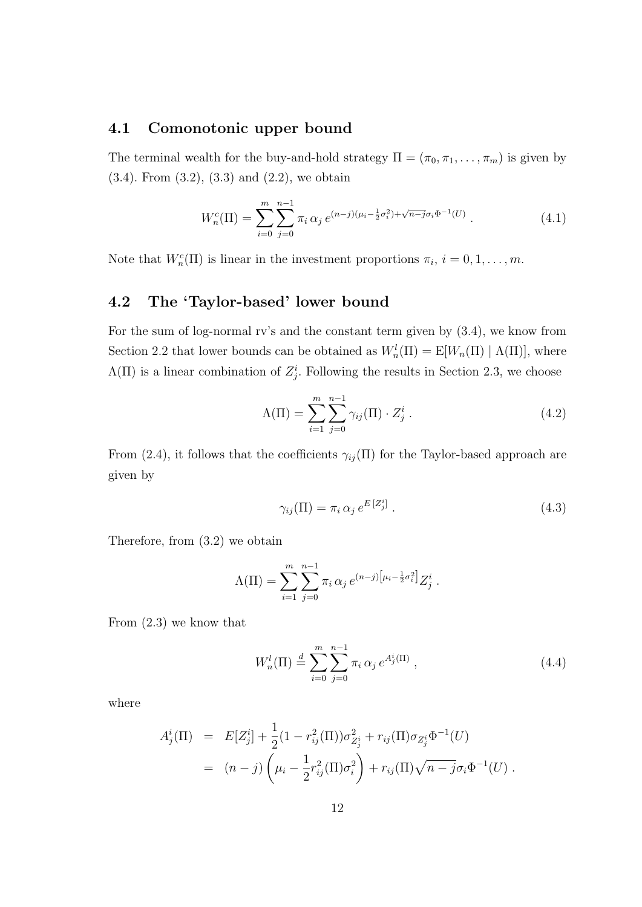## 4.1 Comonotonic upper bound

The terminal wealth for the buy-and-hold strategy $\Pi = (\pi_0, \pi_1, \ldots, \pi_m)$ is given by (3.4). From (3.2), (3.3) and (2.2), we obtain

$$W_n^c(\Pi) = \sum_{i=0}^{m} \sum_{j=0}^{n-1} \pi_i \, \alpha_j \, e^{(n-j)(\mu_i - \frac{1}{2}\sigma_i^2) + \sqrt{n-j}\sigma_i \Phi^{-1}(U)} \, . \tag{4.1}$$

Note that $W_n^c(\Pi)$ is linear in the investment proportions $\pi_i$, $i = 0, 1, \ldots, m$.

## 4.2 The 'Taylor-based' lower bound

For the sum of log-normal rv's and the constant term given by (3.4), we know from Section 2.2 that lower bounds can be obtained as $W_n^l(\Pi) = \mathrm{E}[W_n(\Pi) \mid \Lambda(\Pi)]$, where $\Lambda(\Pi)$ is a linear combination of $Z_j^i$. Following the results in Section 2.3, we choose

$$\Lambda(\Pi) = \sum_{i=1}^{m} \sum_{j=0}^{n-1} \gamma_{ij}(\Pi) \cdot Z_j^i \, . \tag{4.2}$$

From (2.4), it follows that the coefficients $\gamma_{ij}(\Pi)$ for the Taylor-based approach are given by

$$\gamma_{ij}(\Pi) = \pi_i \, \alpha_j \, e^{E\left[Z_j^i\right]} \, . \tag{4.3}$$

Therefore, from (3.2) we obtain

$$\Lambda(\Pi) = \sum_{i=1}^{m} \sum_{j=0}^{n-1} \pi_i \, \alpha_j \, e^{(n-j)\left[\mu_i - \frac{1}{2}\sigma_i^2\right]} Z_j^i \, .$$

From (2.3) we know that

$$W_n^l(\Pi) \stackrel{d}{=} \sum_{i=0}^{m} \sum_{j=0}^{n-1} \pi_i \, \alpha_j \, e^{A_j^i(\Pi)} \, , \tag{4.4}$$

where

$$\begin{aligned} A_j^i(\Pi) &= E[Z_j^i] + \frac{1}{2}(1 - r_{ij}^2(\Pi))\sigma_{Z_j^i}^2 + r_{ij}(\Pi)\sigma_{Z_j^i}\Phi^{-1}(U) \\ &= (n-j)\left(\mu_i - \frac{1}{2}r_{ij}^2(\Pi)\sigma_i^2\right) + r_{ij}(\Pi)\sqrt{n-j}\sigma_i\Phi^{-1}(U) \, . \end{aligned}$$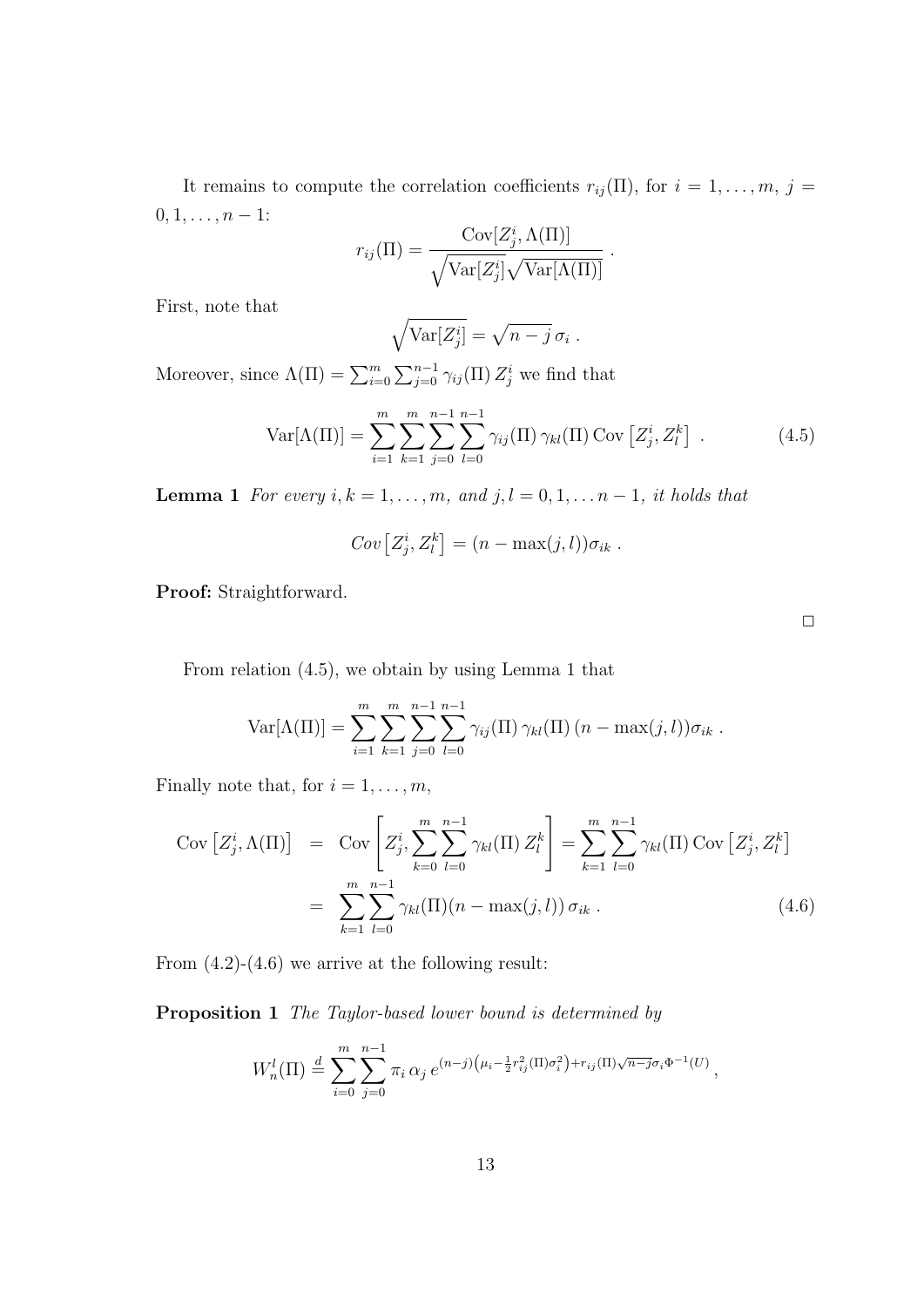It remains to compute the correlation coefficients $r_{ij}(\Pi)$, for $i = 1, \ldots, m$, $j = 0, 1, \ldots, n-1$:

$$r_{ij}(\Pi) = \frac{\mathrm{Cov}[Z_j^i, \Lambda(\Pi)]}{\sqrt{\mathrm{Var}[Z_j^i]}\sqrt{\mathrm{Var}[\Lambda(\Pi)]}} .$$

First, note that

$$\sqrt{\mathrm{Var}[Z_j^i]} = \sqrt{n-j}\,\sigma_i .$$

Moreover, since $\Lambda(\Pi) = \sum_{i=0}^{m} \sum_{j=0}^{n-1} \gamma_{ij}(\Pi)\, Z_j^i$ we find that

$$\mathrm{Var}[\Lambda(\Pi)] = \sum_{i=1}^{m} \sum_{k=1}^{m} \sum_{j=0}^{n-1} \sum_{l=0}^{n-1} \gamma_{ij}(\Pi)\, \gamma_{kl}(\Pi)\, \mathrm{Cov}\left[Z_j^i, Z_l^k\right] . \tag{4.5}$$

**Lemma 1** *For every $i, k = 1, \ldots, m$, and $j, l = 0, 1, \ldots n-1$, it holds that*

$$Cov\left[Z_j^i, Z_l^k\right] = (n - \max(j,l))\sigma_{ik} .$$

**Proof:** Straightforward.

□

From relation (4.5), we obtain by using Lemma 1 that

$$\mathrm{Var}[\Lambda(\Pi)] = \sum_{i=1}^{m} \sum_{k=1}^{m} \sum_{j=0}^{n-1} \sum_{l=0}^{n-1} \gamma_{ij}(\Pi)\, \gamma_{kl}(\Pi)\, (n - \max(j,l))\sigma_{ik} .$$

Finally note that, for $i = 1, \ldots, m$,

$$\begin{aligned}
\mathrm{Cov}\left[Z_j^i, \Lambda(\Pi)\right] &= \mathrm{Cov}\left[Z_j^i, \sum_{k=0}^{m} \sum_{l=0}^{n-1} \gamma_{kl}(\Pi)\, Z_l^k\right] = \sum_{k=1}^{m} \sum_{l=0}^{n-1} \gamma_{kl}(\Pi)\, \mathrm{Cov}\left[Z_j^i, Z_l^k\right] \\
&= \sum_{k=1}^{m} \sum_{l=0}^{n-1} \gamma_{kl}(\Pi)(n - \max(j,l))\, \sigma_{ik} . \qquad (4.6)
\end{aligned}$$

From (4.2)-(4.6) we arrive at the following result:

**Proposition 1** *The Taylor-based lower bound is determined by*

$$W_n^l(\Pi) \stackrel{d}{=} \sum_{i=0}^{m} \sum_{j=0}^{n-1} \pi_i\, \alpha_j\, e^{(n-j)\left(\mu_i - \frac{1}{2} r_{ij}^2(\Pi)\sigma_i^2\right) + r_{ij}(\Pi)\sqrt{n-j}\sigma_i \Phi^{-1}(U)} ,$$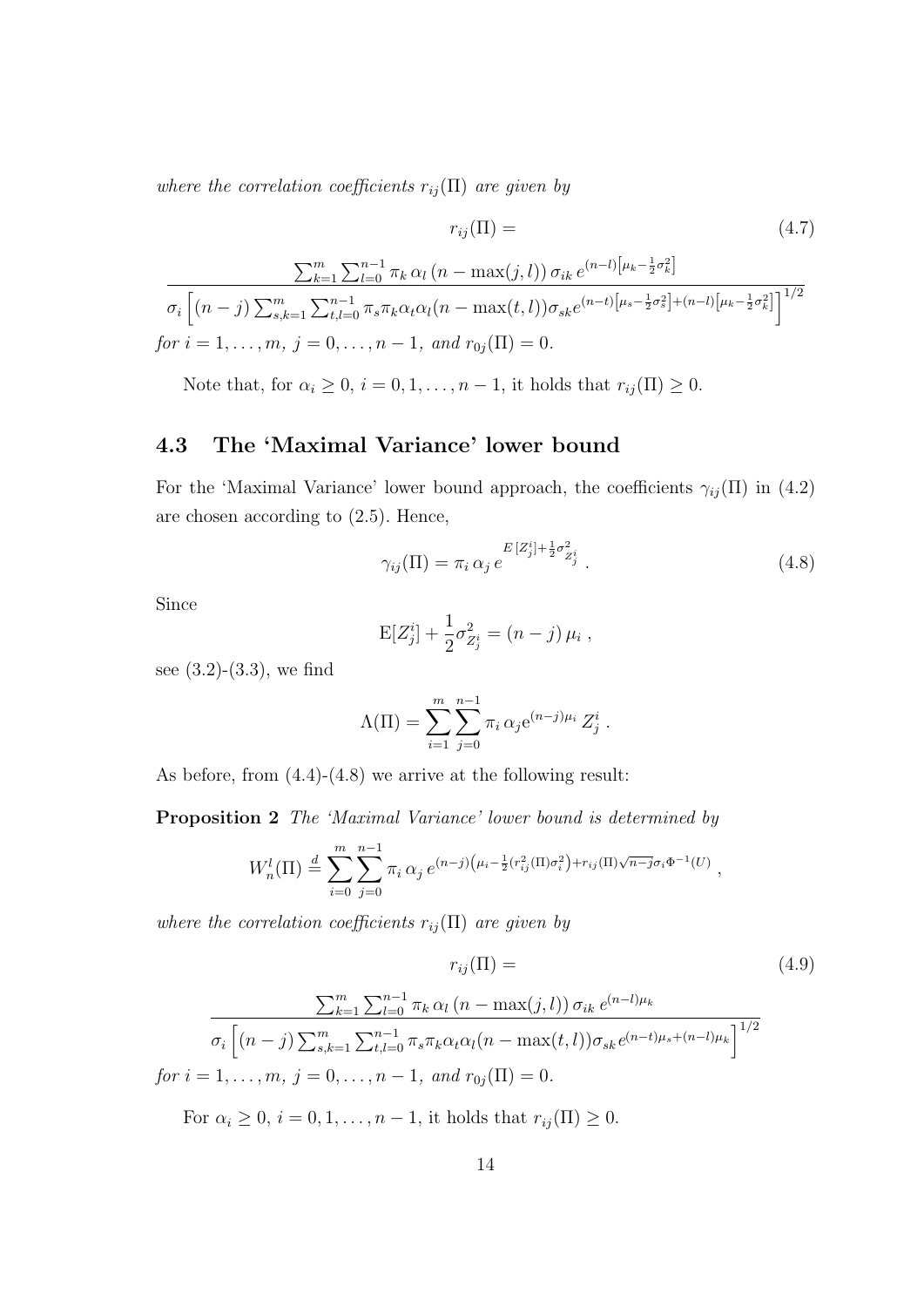*where the correlation coefficients $r_{ij}(\Pi)$ are given by*

$$r_{ij}(\Pi) = \tag{4.7}$$

$$\frac{\sum_{k=1}^{m}\sum_{l=0}^{n-1}\pi_k\,\alpha_l\,(n-\max(j,l))\,\sigma_{ik}\,e^{(n-l)\left[\mu_k-\frac{1}{2}\sigma_k^2\right]}}{\sigma_i\left[(n-j)\sum_{s,k=1}^{m}\sum_{t,l=0}^{n-1}\pi_s\pi_k\alpha_t\alpha_l(n-\max(t,l))\sigma_{sk}e^{(n-t)\left[\mu_s-\frac{1}{2}\sigma_s^2\right]+(n-l)\left[\mu_k-\frac{1}{2}\sigma_k^2\right]}\right]^{1/2}}$$

*for $i=1,\ldots,m$, $j=0,\ldots,n-1$, and $r_{0j}(\Pi)=0$.*

Note that, for $\alpha_i \geq 0$, $i=0,1,\ldots,n-1$, it holds that $r_{ij}(\Pi)\geq 0$.

## 4.3 The 'Maximal Variance' lower bound

For the 'Maximal Variance' lower bound approach, the coefficients $\gamma_{ij}(\Pi)$ in (4.2) are chosen according to (2.5). Hence,

$$\gamma_{ij}(\Pi) = \pi_i\,\alpha_j\,e^{E\,[Z_j^i]+\frac{1}{2}\sigma^2_{Z_j^i}}\ . \tag{4.8}$$

Since

$$\mathrm{E}[Z_j^i] + \frac{1}{2}\sigma^2_{Z_j^i} = (n-j)\,\mu_i\ ,$$

see (3.2)-(3.3), we find

$$\Lambda(\Pi) = \sum_{i=1}^{m}\sum_{j=0}^{n-1}\pi_i\,\alpha_j\mathrm{e}^{(n-j)\mu_i}\,Z_j^i\ .$$

As before, from (4.4)-(4.8) we arrive at the following result:

**Proposition 2** *The 'Maximal Variance' lower bound is determined by*

$$W_n^l(\Pi) \stackrel{d}{=} \sum_{i=0}^{m}\sum_{j=0}^{n-1}\pi_i\,\alpha_j\,e^{(n-j)\left(\mu_i-\frac{1}{2}(r_{ij}^2(\Pi)\sigma_i^2)\right)+r_{ij}(\Pi)\sqrt{n-j}\sigma_i\Phi^{-1}(U)}\ ,$$

*where the correlation coefficients $r_{ij}(\Pi)$ are given by*

$$r_{ij}(\Pi) = \tag{4.9}$$

$$\frac{\sum_{k=1}^{m}\sum_{l=0}^{n-1}\pi_k\,\alpha_l\,(n-\max(j,l))\,\sigma_{ik}\,e^{(n-l)\mu_k}}{\sigma_i\left[(n-j)\sum_{s,k=1}^{m}\sum_{t,l=0}^{n-1}\pi_s\pi_k\alpha_t\alpha_l(n-\max(t,l))\sigma_{sk}\,e^{(n-t)\mu_s+(n-l)\mu_k}\right]^{1/2}}$$

*for $i=1,\ldots,m$, $j=0,\ldots,n-1$, and $r_{0j}(\Pi)=0$.*

For $\alpha_i\geq 0$, $i=0,1,\ldots,n-1$, it holds that $r_{ij}(\Pi)\geq 0$.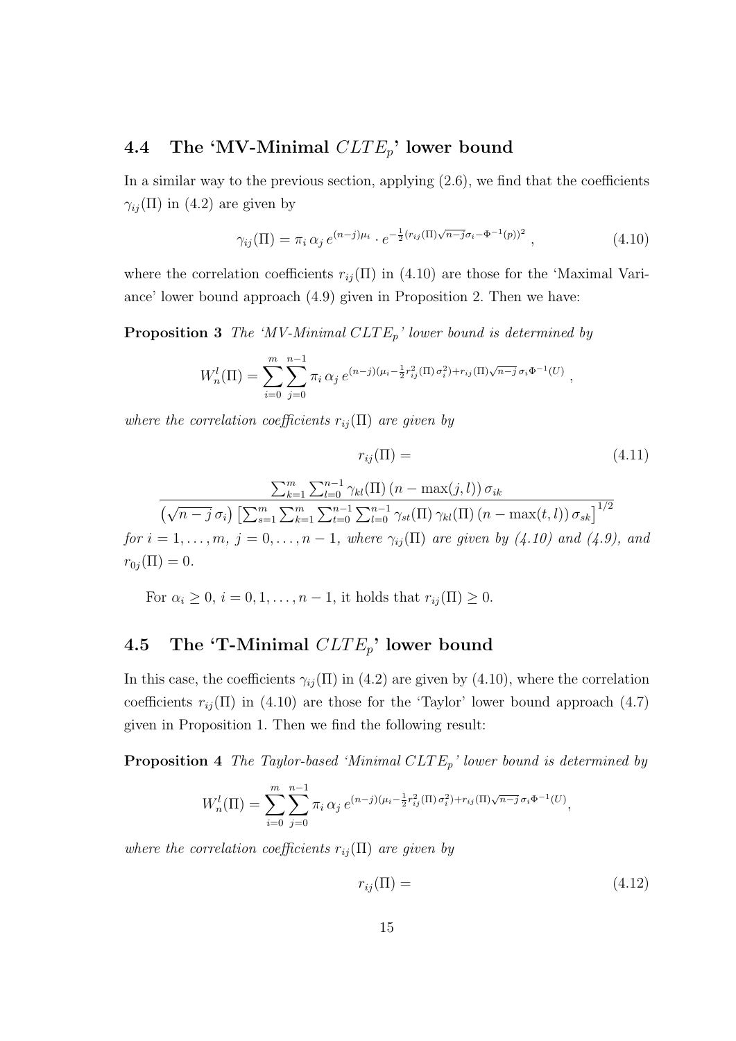## 4.4 The 'MV-Minimal $CLTE_p$' lower bound

In a similar way to the previous section, applying (2.6), we find that the coefficients $\gamma_{ij}(\Pi)$ in (4.2) are given by

$$\gamma_{ij}(\Pi) = \pi_i \, \alpha_j \, e^{(n-j)\mu_i} \cdot e^{-\frac{1}{2}(r_{ij}(\Pi)\sqrt{n-j}\sigma_i - \Phi^{-1}(p))^2} \, , \tag{4.10}$$

where the correlation coefficients $r_{ij}(\Pi)$ in (4.10) are those for the 'Maximal Variance' lower bound approach (4.9) given in Proposition 2. Then we have:

**Proposition 3** *The 'MV-Minimal $CLTE_p$' lower bound is determined by*

$$W_n^l(\Pi) = \sum_{i=0}^{m} \sum_{j=0}^{n-1} \pi_i \, \alpha_j \, e^{(n-j)(\mu_i - \frac{1}{2} r_{ij}^2(\Pi) \, \sigma_i^2) + r_{ij}(\Pi) \sqrt{n-j} \, \sigma_i \Phi^{-1}(U)} \, ,$$

*where the correlation coefficients $r_{ij}(\Pi)$ are given by*

$$r_{ij}(\Pi) = \frac{\sum_{k=1}^{m} \sum_{l=0}^{n-1} \gamma_{kl}(\Pi) \, (n - \max(j,l)) \, \sigma_{ik}}{\left(\sqrt{n-j} \, \sigma_i\right) \left[ \sum_{s=1}^{m} \sum_{k=1}^{m} \sum_{t=0}^{n-1} \sum_{l=0}^{n-1} \gamma_{st}(\Pi) \, \gamma_{kl}(\Pi) \, (n - \max(t,l)) \, \sigma_{sk} \right]^{1/2}} \tag{4.11}$$

*for $i = 1, \ldots, m$, $j = 0, \ldots, n-1$, where $\gamma_{ij}(\Pi)$ are given by (4.10) and (4.9), and $r_{0j}(\Pi) = 0$.*

For $\alpha_i \geq 0$, $i = 0, 1, \ldots, n-1$, it holds that $r_{ij}(\Pi) \geq 0$.

## 4.5 The 'T-Minimal $CLTE_p$' lower bound

In this case, the coefficients $\gamma_{ij}(\Pi)$ in (4.2) are given by (4.10), where the correlation coefficients $r_{ij}(\Pi)$ in (4.10) are those for the 'Taylor' lower bound approach (4.7) given in Proposition 1. Then we find the following result:

**Proposition 4** *The Taylor-based 'Minimal $CLTE_p$' lower bound is determined by*

$$W_n^l(\Pi) = \sum_{i=0}^{m} \sum_{j=0}^{n-1} \pi_i \, \alpha_j \, e^{(n-j)(\mu_i - \frac{1}{2} r_{ij}^2(\Pi) \, \sigma_i^2) + r_{ij}(\Pi) \sqrt{n-j} \, \sigma_i \Phi^{-1}(U)},$$

*where the correlation coefficients $r_{ij}(\Pi)$ are given by*

$$r_{ij}(\Pi) = \tag{4.12}$$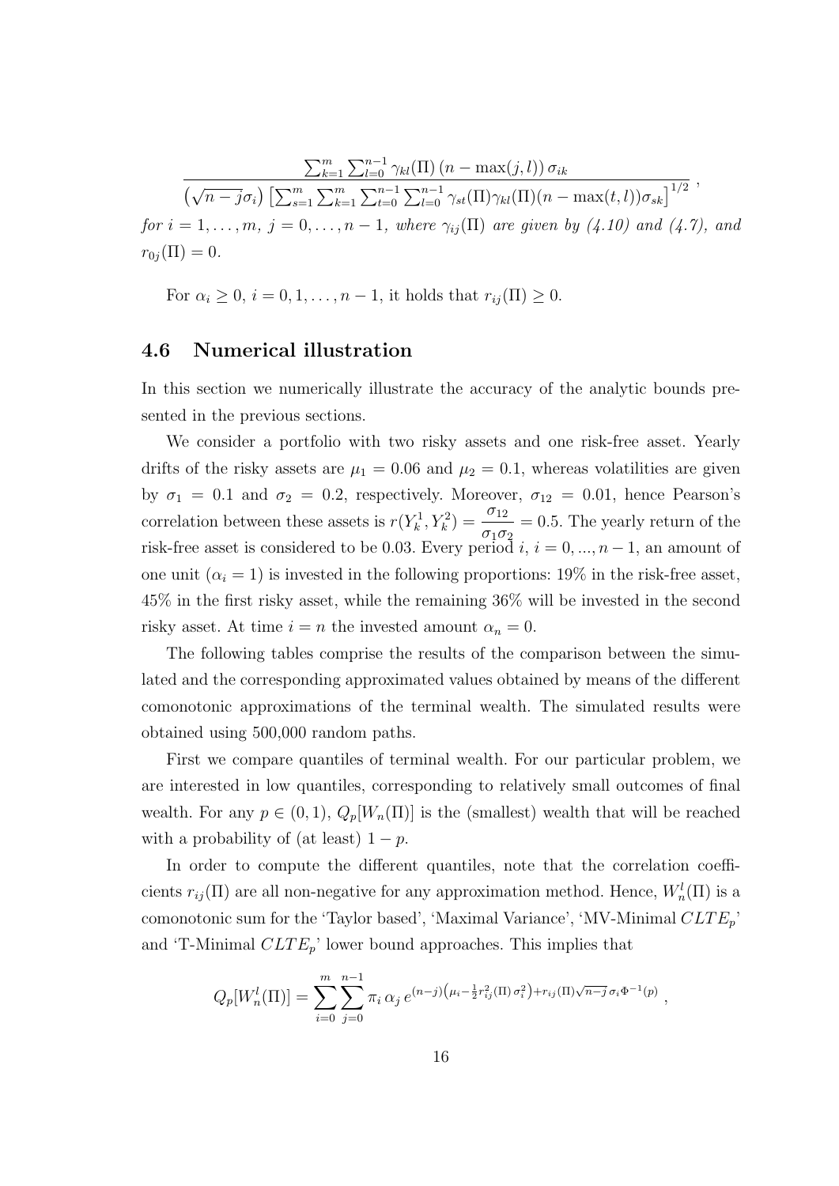$$\frac{\sum_{k=1}^{m}\sum_{l=0}^{n-1}\gamma_{kl}(\Pi)\,(n-\max(j,l))\,\sigma_{ik}}{\left(\sqrt{n-j}\sigma_i\right)\left[\sum_{s=1}^{m}\sum_{k=1}^{m}\sum_{t=0}^{n-1}\sum_{l=0}^{n-1}\gamma_{st}(\Pi)\gamma_{kl}(\Pi)(n-\max(t,l))\sigma_{sk}\right]^{1/2}}\,,$$

*for* $i = 1,\ldots,m$, $j = 0,\ldots,n-1$, *where* $\gamma_{ij}(\Pi)$ *are given by (4.10) and (4.7), and* $r_{0j}(\Pi) = 0$.

For $\alpha_i \geq 0$, $i = 0, 1, \ldots, n-1$, it holds that $r_{ij}(\Pi) \geq 0$.

## 4.6 Numerical illustration

In this section we numerically illustrate the accuracy of the analytic bounds presented in the previous sections.

We consider a portfolio with two risky assets and one risk-free asset. Yearly drifts of the risky assets are $\mu_1 = 0.06$ and $\mu_2 = 0.1$, whereas volatilities are given by $\sigma_1 = 0.1$ and $\sigma_2 = 0.2$, respectively. Moreover, $\sigma_{12} = 0.01$, hence Pearson's correlation between these assets is $r(Y_k^1, Y_k^2) = \dfrac{\sigma_{12}}{\sigma_1\sigma_2} = 0.5$. The yearly return of the risk-free asset is considered to be 0.03. Every period $i$, $i = 0, ..., n-1$, an amount of one unit ($\alpha_i = 1$) is invested in the following proportions: 19% in the risk-free asset, 45% in the first risky asset, while the remaining 36% will be invested in the second risky asset. At time $i = n$ the invested amount $\alpha_n = 0$.

The following tables comprise the results of the comparison between the simulated and the corresponding approximated values obtained by means of the different comonotonic approximations of the terminal wealth. The simulated results were obtained using 500,000 random paths.

First we compare quantiles of terminal wealth. For our particular problem, we are interested in low quantiles, corresponding to relatively small outcomes of final wealth. For any $p \in (0, 1)$, $Q_p[W_n(\Pi)]$ is the (smallest) wealth that will be reached with a probability of (at least) $1 - p$.

In order to compute the different quantiles, note that the correlation coefficients $r_{ij}(\Pi)$ are all non-negative for any approximation method. Hence, $W_n^l(\Pi)$ is a comonotonic sum for the 'Taylor based', 'Maximal Variance', 'MV-Minimal $CLTE_p$' and 'T-Minimal $CLTE_p$' lower bound approaches. This implies that

$$Q_p[W_n^l(\Pi)] = \sum_{i=0}^{m}\sum_{j=0}^{n-1}\pi_i\,\alpha_j\,e^{(n-j)\left(\mu_i - \frac{1}{2}r_{ij}^2(\Pi)\,\sigma_i^2\right) + r_{ij}(\Pi)\sqrt{n-j}\,\sigma_i\,\Phi^{-1}(p)}\,,$$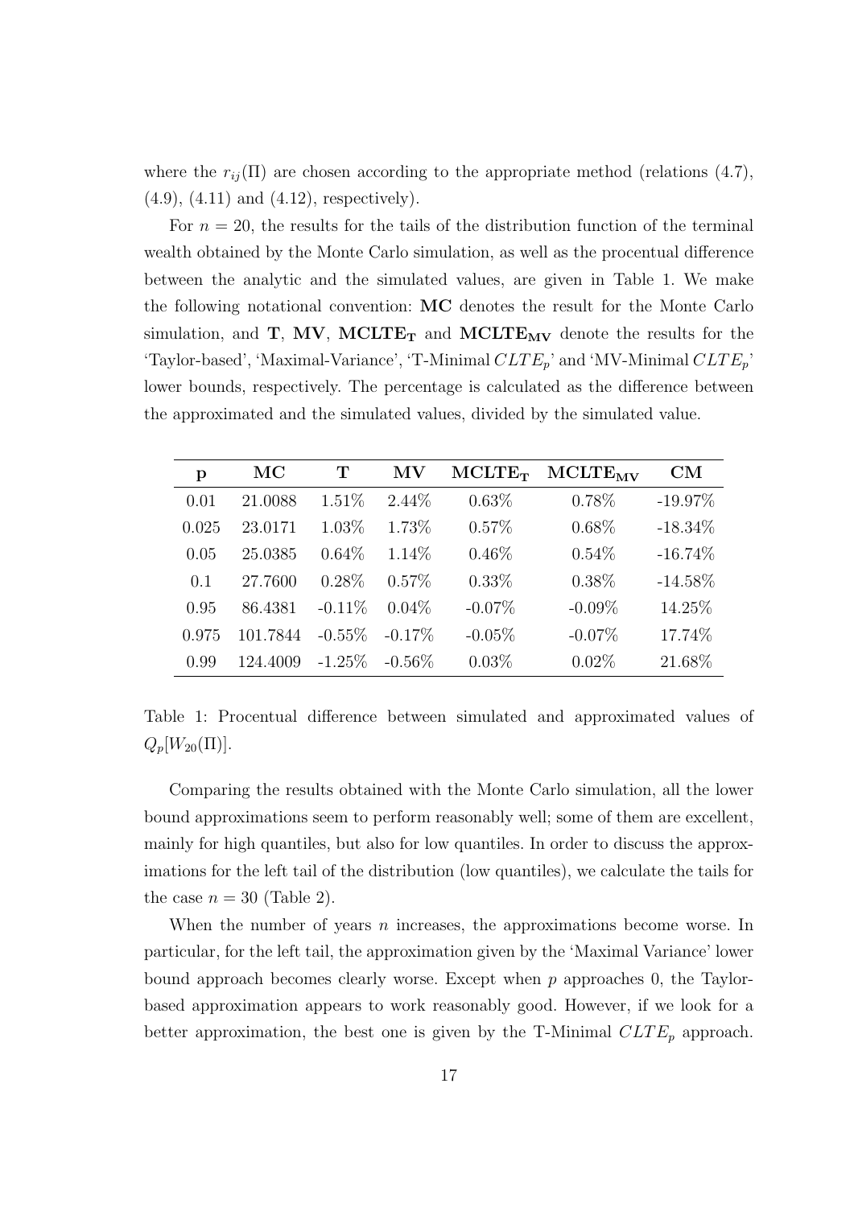where the $r_{ij}(\Pi)$ are chosen according to the appropriate method (relations (4.7), (4.9), (4.11) and (4.12), respectively).

For $n = 20$, the results for the tails of the distribution function of the terminal wealth obtained by the Monte Carlo simulation, as well as the procentual difference between the analytic and the simulated values, are given in Table 1. We make the following notational convention: **MC** denotes the result for the Monte Carlo simulation, and **T**, **MV**, $\mathbf{MCLTE_T}$ and $\mathbf{MCLTE_{MV}}$ denote the results for the 'Taylor-based', 'Maximal-Variance', 'T-Minimal $CLTE_p$' and 'MV-Minimal $CLTE_p$' lower bounds, respectively. The percentage is calculated as the difference between the approximated and the simulated values, divided by the simulated value.

| p | MC | T | MV | $\mathbf{MCLTE_T}$ | $\mathbf{MCLTE_{MV}}$ | CM |
|---|---|---|---|---|---|---|
| 0.01 | 21.0088 | 1.51% | 2.44% | 0.63% | 0.78% | -19.97% |
| 0.025 | 23.0171 | 1.03% | 1.73% | 0.57% | 0.68% | -18.34% |
| 0.05 | 25.0385 | 0.64% | 1.14% | 0.46% | 0.54% | -16.74% |
| 0.1 | 27.7600 | 0.28% | 0.57% | 0.33% | 0.38% | -14.58% |
| 0.95 | 86.4381 | -0.11% | 0.04% | -0.07% | -0.09% | 14.25% |
| 0.975 | 101.7844 | -0.55% | -0.17% | -0.05% | -0.07% | 17.74% |
| 0.99 | 124.4009 | -1.25% | -0.56% | 0.03% | 0.02% | 21.68% |

Table 1: Procentual difference between simulated and approximated values of $Q_p[W_{20}(\Pi)]$.

Comparing the results obtained with the Monte Carlo simulation, all the lower bound approximations seem to perform reasonably well; some of them are excellent, mainly for high quantiles, but also for low quantiles. In order to discuss the approximations for the left tail of the distribution (low quantiles), we calculate the tails for the case $n = 30$ (Table 2).

When the number of years $n$ increases, the approximations become worse. In particular, for the left tail, the approximation given by the 'Maximal Variance' lower bound approach becomes clearly worse. Except when $p$ approaches 0, the Taylor-based approximation appears to work reasonably good. However, if we look for a better approximation, the best one is given by the T-Minimal $CLTE_p$ approach.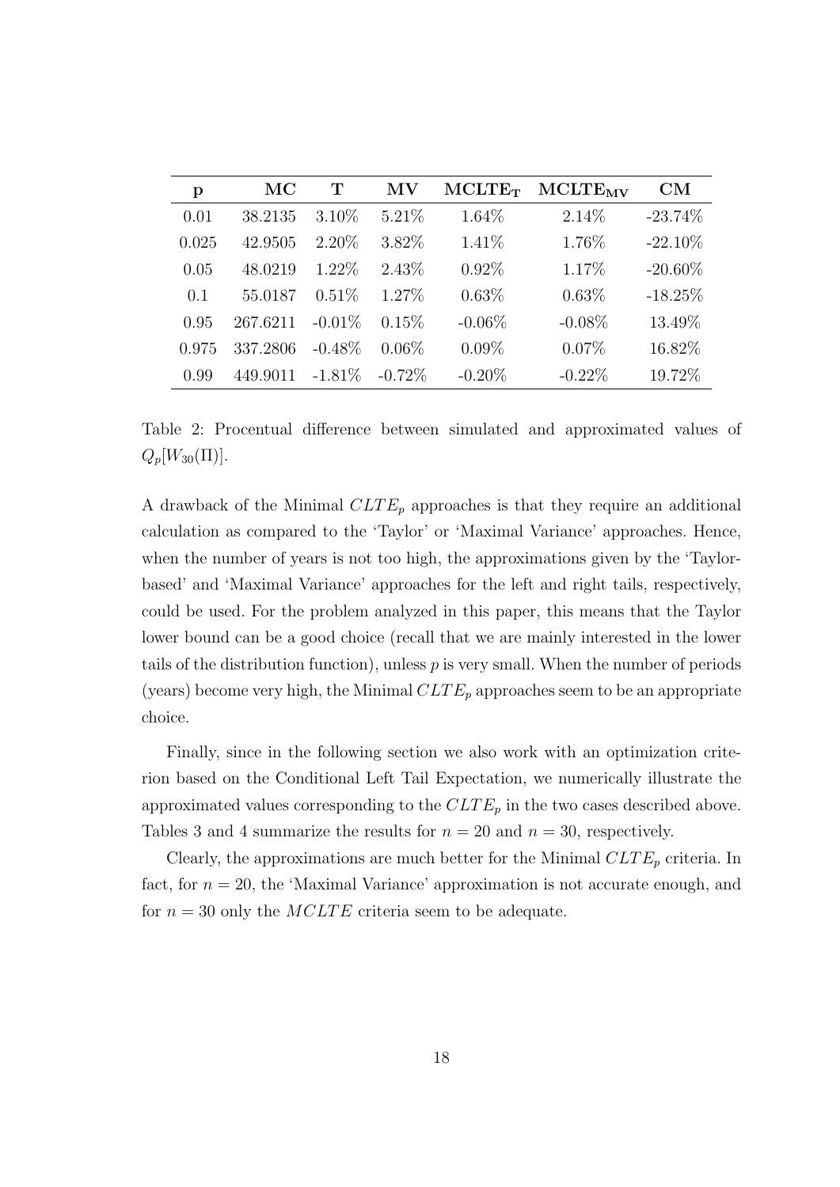| p | MC | T | MV | $\mathbf{MCLTE_T}$ | $\mathbf{MCLTE_{MV}}$ | CM |
|---|---|---|---|---|---|---|
| 0.01 | 38.2135 | 3.10% | 5.21% | 1.64% | 2.14% | -23.74% |
| 0.025 | 42.9505 | 2.20% | 3.82% | 1.41% | 1.76% | -22.10% |
| 0.05 | 48.0219 | 1.22% | 2.43% | 0.92% | 1.17% | -20.60% |
| 0.1 | 55.0187 | 0.51% | 1.27% | 0.63% | 0.63% | -18.25% |
| 0.95 | 267.6211 | -0.01% | 0.15% | -0.06% | -0.08% | 13.49% |
| 0.975 | 337.2806 | -0.48% | 0.06% | 0.09% | 0.07% | 16.82% |
| 0.99 | 449.9011 | -1.81% | -0.72% | -0.20% | -0.22% | 19.72% |

Table 2: Procentual difference between simulated and approximated values of $Q_p[W_{30}(\Pi)]$.

A drawback of the Minimal $CLTE_p$ approaches is that they require an additional calculation as compared to the 'Taylor' or 'Maximal Variance' approaches. Hence, when the number of years is not too high, the approximations given by the 'Taylor-based' and 'Maximal Variance' approaches for the left and right tails, respectively, could be used. For the problem analyzed in this paper, this means that the Taylor lower bound can be a good choice (recall that we are mainly interested in the lower tails of the distribution function), unless $p$ is very small. When the number of periods (years) become very high, the Minimal $CLTE_p$ approaches seem to be an appropriate choice.

Finally, since in the following section we also work with an optimization criterion based on the Conditional Left Tail Expectation, we numerically illustrate the approximated values corresponding to the $CLTE_p$ in the two cases described above. Tables 3 and 4 summarize the results for $n = 20$ and $n = 30$, respectively.

Clearly, the approximations are much better for the Minimal $CLTE_p$ criteria. In fact, for $n = 20$, the 'Maximal Variance' approximation is not accurate enough, and for $n = 30$ only the $MCLTE$ criteria seem to be adequate.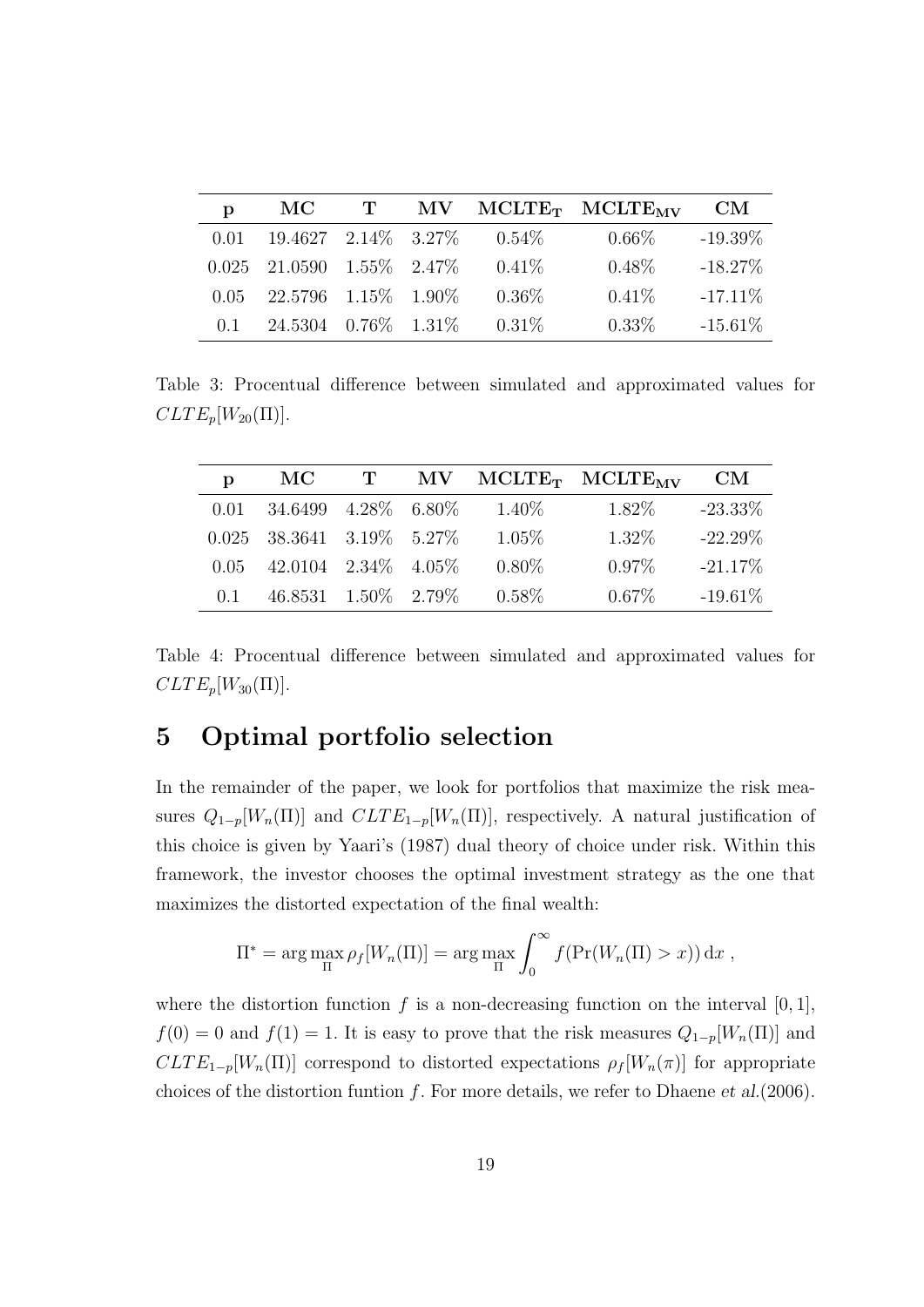| p | MC | T | MV | $\mathbf{MCLTE_T}$ | $\mathbf{MCLTE_{MV}}$ | CM |
|---|---|---|---|---|---|---|
| 0.01 | 19.4627 | 2.14% | 3.27% | 0.54% | 0.66% | -19.39% |
| 0.025 | 21.0590 | 1.55% | 2.47% | 0.41% | 0.48% | -18.27% |
| 0.05 | 22.5796 | 1.15% | 1.90% | 0.36% | 0.41% | -17.11% |
| 0.1 | 24.5304 | 0.76% | 1.31% | 0.31% | 0.33% | -15.61% |

Table 3: Procentual difference between simulated and approximated values for $CLTE_p[W_{20}(\Pi)]$.

| p | MC | T | MV | $\mathbf{MCLTE_T}$ | $\mathbf{MCLTE_{MV}}$ | CM |
|---|---|---|---|---|---|---|
| 0.01 | 34.6499 | 4.28% | 6.80% | 1.40% | 1.82% | -23.33% |
| 0.025 | 38.3641 | 3.19% | 5.27% | 1.05% | 1.32% | -22.29% |
| 0.05 | 42.0104 | 2.34% | 4.05% | 0.80% | 0.97% | -21.17% |
| 0.1 | 46.8531 | 1.50% | 2.79% | 0.58% | 0.67% | -19.61% |

Table 4: Procentual difference between simulated and approximated values for $CLTE_p[W_{30}(\Pi)]$.

# 5 Optimal portfolio selection

In the remainder of the paper, we look for portfolios that maximize the risk measures $Q_{1-p}[W_n(\Pi)]$ and $CLTE_{1-p}[W_n(\Pi)]$, respectively. A natural justification of this choice is given by Yaari's (1987) dual theory of choice under risk. Within this framework, the investor chooses the optimal investment strategy as the one that maximizes the distorted expectation of the final wealth:

$$\Pi^* = \arg\max_{\Pi} \rho_f[W_n(\Pi)] = \arg\max_{\Pi} \int_0^{\infty} f(\Pr(W_n(\Pi) > x))\,\mathrm{d}x \ ,$$

where the distortion function $f$ is a non-decreasing function on the interval $[0, 1]$, $f(0) = 0$ and $f(1) = 1$. It is easy to prove that the risk measures $Q_{1-p}[W_n(\Pi)]$ and $CLTE_{1-p}[W_n(\Pi)]$ correspond to distorted expectations $\rho_f[W_n(\pi)]$ for appropriate choices of the distortion funtion $f$. For more details, we refer to Dhaene *et al.*(2006).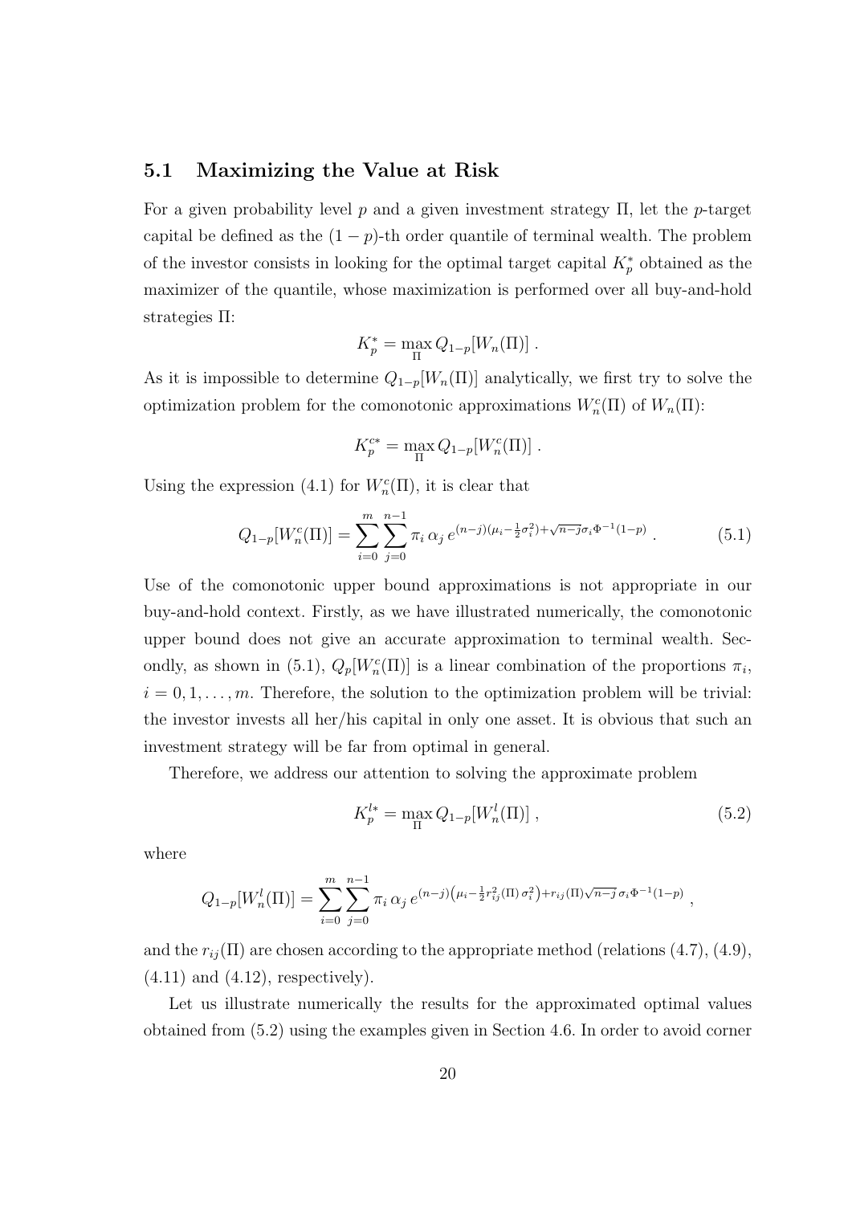## 5.1 Maximizing the Value at Risk

For a given probability level $p$ and a given investment strategy $\Pi$, let the $p$-target capital be defined as the $(1-p)$-th order quantile of terminal wealth. The problem of the investor consists in looking for the optimal target capital $K_p^*$ obtained as the maximizer of the quantile, whose maximization is performed over all buy-and-hold strategies $\Pi$:

$$K_p^* = \max_{\Pi} Q_{1-p}[W_n(\Pi)] \, .$$

As it is impossible to determine $Q_{1-p}[W_n(\Pi)]$ analytically, we first try to solve the optimization problem for the comonotonic approximations $W_n^c(\Pi)$ of $W_n(\Pi)$:

$$K_p^{c*} = \max_{\Pi} Q_{1-p}[W_n^c(\Pi)] \, .$$

Using the expression (4.1) for $W_n^c(\Pi)$, it is clear that

$$Q_{1-p}[W_n^c(\Pi)] = \sum_{i=0}^{m} \sum_{j=0}^{n-1} \pi_i \, \alpha_j \, e^{(n-j)(\mu_i - \frac{1}{2}\sigma_i^2) + \sqrt{n-j}\sigma_i \Phi^{-1}(1-p)} \, . \tag{5.1}$$

Use of the comonotonic upper bound approximations is not appropriate in our buy-and-hold context. Firstly, as we have illustrated numerically, the comonotonic upper bound does not give an accurate approximation to terminal wealth. Secondly, as shown in (5.1), $Q_p[W_n^c(\Pi)]$ is a linear combination of the proportions $\pi_i$, $i = 0, 1, \ldots, m$. Therefore, the solution to the optimization problem will be trivial: the investor invests all her/his capital in only one asset. It is obvious that such an investment strategy will be far from optimal in general.

Therefore, we address our attention to solving the approximate problem

$$K_p^{l*} = \max_{\Pi} Q_{1-p}[W_n^l(\Pi)] \, , \tag{5.2}$$

where

$$Q_{1-p}[W_n^l(\Pi)] = \sum_{i=0}^{m} \sum_{j=0}^{n-1} \pi_i \, \alpha_j \, e^{(n-j)\left(\mu_i - \frac{1}{2} r_{ij}^2(\Pi) \, \sigma_i^2\right) + r_{ij}(\Pi)\sqrt{n-j} \, \sigma_i \Phi^{-1}(1-p)} \, ,$$

and the $r_{ij}(\Pi)$ are chosen according to the appropriate method (relations (4.7), (4.9), (4.11) and (4.12), respectively).

Let us illustrate numerically the results for the approximated optimal values obtained from (5.2) using the examples given in Section 4.6. In order to avoid corner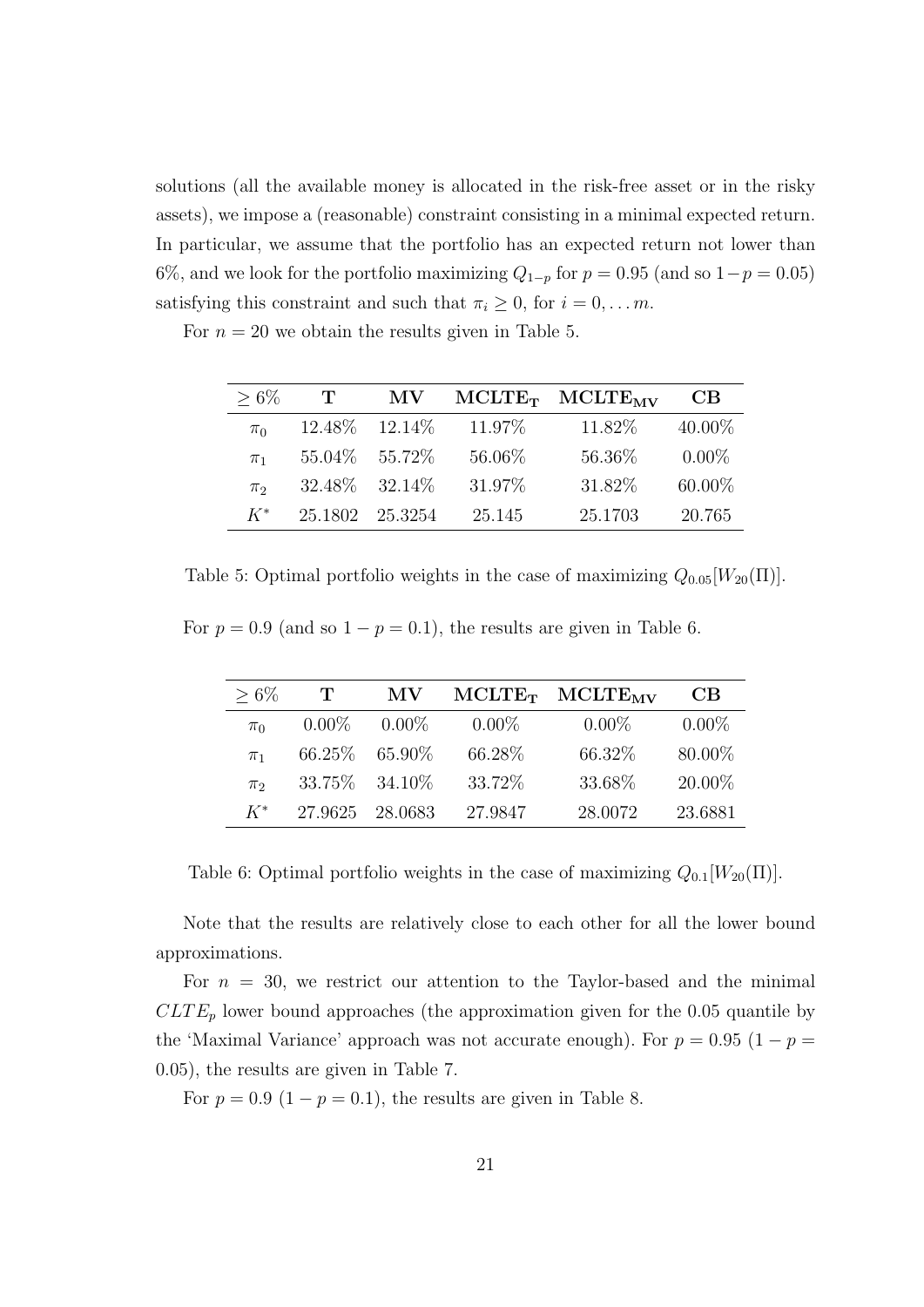solutions (all the available money is allocated in the risk-free asset or in the risky assets), we impose a (reasonable) constraint consisting in a minimal expected return. In particular, we assume that the portfolio has an expected return not lower than 6%, and we look for the portfolio maximizing $Q_{1-p}$ for $p = 0.95$ (and so $1-p = 0.05$) satisfying this constraint and such that $\pi_i \geq 0$, for $i = 0, \ldots m$.

For $n = 20$ we obtain the results given in Table 5.

| $\geq 6\%$ | **T** | **MV** | $\mathbf{MCLTE_T}$ | $\mathbf{MCLTE_{MV}}$ | **CB** |
|---|---|---|---|---|---|
| $\pi_0$ | 12.48% | 12.14% | 11.97% | 11.82% | 40.00% |
| $\pi_1$ | 55.04% | 55.72% | 56.06% | 56.36% | 0.00% |
| $\pi_2$ | 32.48% | 32.14% | 31.97% | 31.82% | 60.00% |
| $K^*$ | 25.1802 | 25.3254 | 25.145 | 25.1703 | 20.765 |

Table 5: Optimal portfolio weights in the case of maximizing $Q_{0.05}[W_{20}(\Pi)]$.

For $p = 0.9$ (and so $1 - p = 0.1$), the results are given in Table 6.

| $\geq 6\%$ | **T** | **MV** | $\mathbf{MCLTE_T}$ | $\mathbf{MCLTE_{MV}}$ | **CB** |
|---|---|---|---|---|---|
| $\pi_0$ | 0.00% | 0.00% | 0.00% | 0.00% | 0.00% |
| $\pi_1$ | 66.25% | 65.90% | 66.28% | 66.32% | 80.00% |
| $\pi_2$ | 33.75% | 34.10% | 33.72% | 33.68% | 20.00% |
| $K^*$ | 27.9625 | 28.0683 | 27.9847 | 28.0072 | 23.6881 |

Table 6: Optimal portfolio weights in the case of maximizing $Q_{0.1}[W_{20}(\Pi)]$.

Note that the results are relatively close to each other for all the lower bound approximations.

For $n = 30$, we restrict our attention to the Taylor-based and the minimal $CLTE_p$ lower bound approaches (the approximation given for the 0.05 quantile by the 'Maximal Variance' approach was not accurate enough). For $p = 0.95$ ($1 - p = 0.05$), the results are given in Table 7.

For $p = 0.9$ ($1 - p = 0.1$), the results are given in Table 8.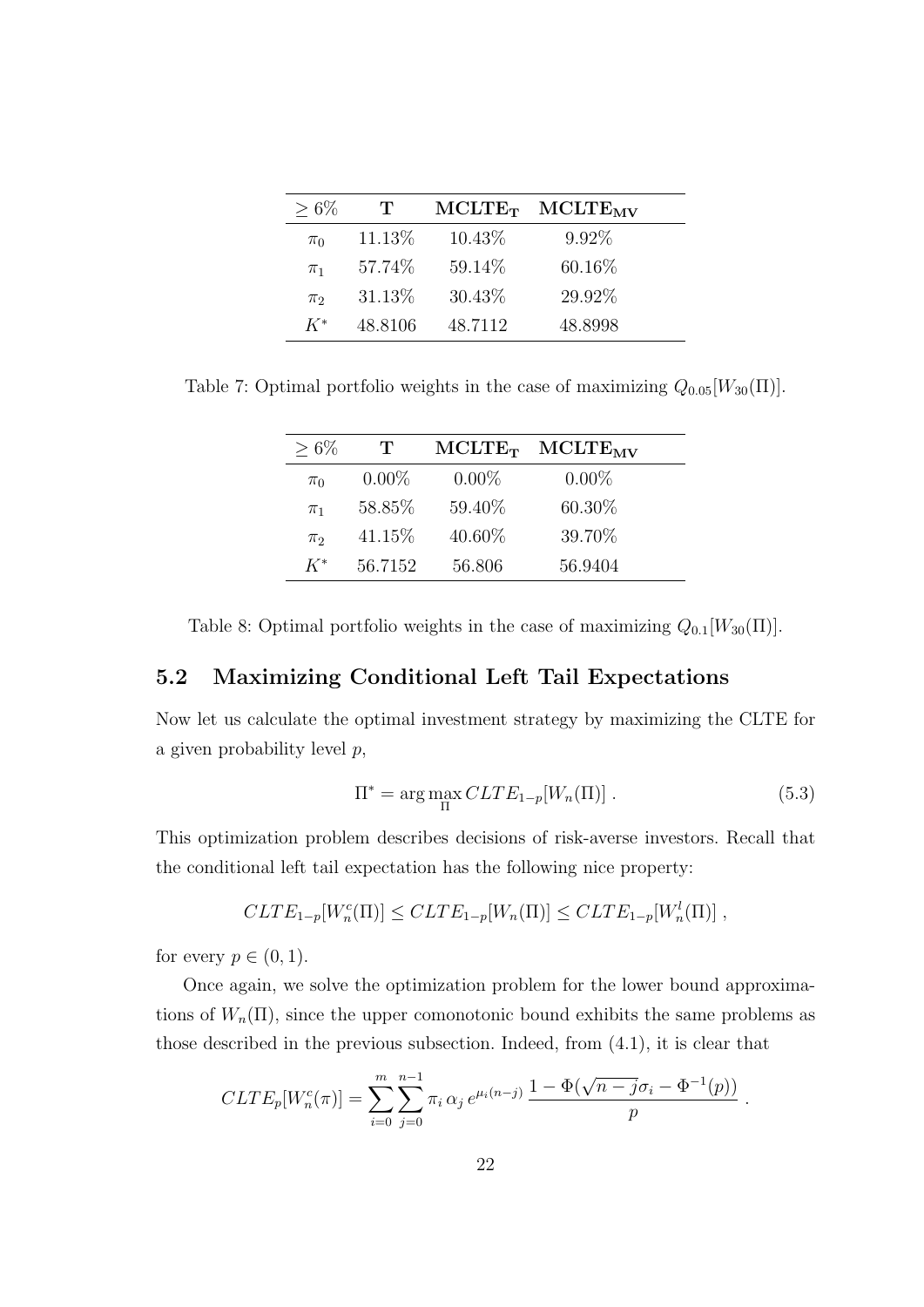| $\geq 6\%$ | **T** | $\mathbf{MCLTE_T}$ | $\mathbf{MCLTE_{MV}}$ |
|---|---|---|---|
| $\pi_0$ | 11.13% | 10.43% | 9.92% |
| $\pi_1$ | 57.74% | 59.14% | 60.16% |
| $\pi_2$ | 31.13% | 30.43% | 29.92% |
| $K^*$ | 48.8106 | 48.7112 | 48.8998 |

Table 7: Optimal portfolio weights in the case of maximizing $Q_{0.05}[W_{30}(\Pi)]$.

| $\geq 6\%$ | **T** | $\mathbf{MCLTE_T}$ | $\mathbf{MCLTE_{MV}}$ |
|---|---|---|---|
| $\pi_0$ | 0.00% | 0.00% | 0.00% |
| $\pi_1$ | 58.85% | 59.40% | 60.30% |
| $\pi_2$ | 41.15% | 40.60% | 39.70% |
| $K^*$ | 56.7152 | 56.806 | 56.9404 |

Table 8: Optimal portfolio weights in the case of maximizing $Q_{0.1}[W_{30}(\Pi)]$.

## 5.2 Maximizing Conditional Left Tail Expectations

Now let us calculate the optimal investment strategy by maximizing the CLTE for a given probability level $p$,

$$\Pi^* = \arg\max_{\Pi} CLTE_{1-p}[W_n(\Pi)] \, . \tag{5.3}$$

This optimization problem describes decisions of risk-averse investors. Recall that the conditional left tail expectation has the following nice property:

$$CLTE_{1-p}[W_n^c(\Pi)] \leq CLTE_{1-p}[W_n(\Pi)] \leq CLTE_{1-p}[W_n^l(\Pi)] \, ,$$

for every $p \in (0, 1)$.

Once again, we solve the optimization problem for the lower bound approximations of $W_n(\Pi)$, since the upper comonotonic bound exhibits the same problems as those described in the previous subsection. Indeed, from (4.1), it is clear that

$$CLTE_p[W_n^c(\pi)] = \sum_{i=0}^{m} \sum_{j=0}^{n-1} \pi_i \, \alpha_j \, e^{\mu_i (n-j)} \, \frac{1 - \Phi(\sqrt{n-j}\sigma_i - \Phi^{-1}(p))}{p} \, .$$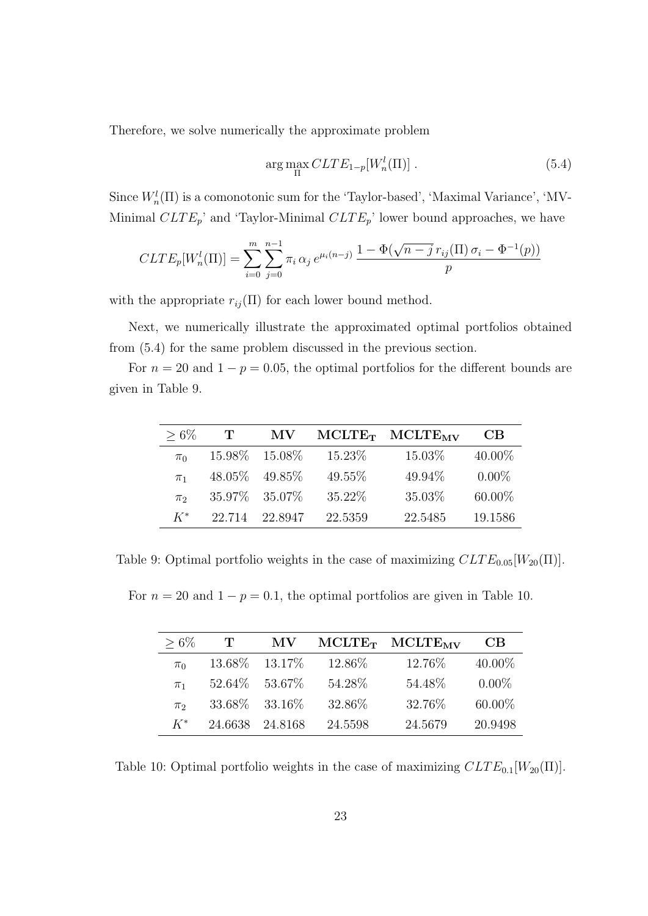Therefore, we solve numerically the approximate problem

$$\arg\max_{\Pi} CLTE_{1-p}[W_n^l(\Pi)] \ . \tag{5.4}$$

Since $W_n^l(\Pi)$ is a comonotonic sum for the 'Taylor-based', 'Maximal Variance', 'MV-Minimal $CLTE_p$' and 'Taylor-Minimal $CLTE_p$' lower bound approaches, we have

$$CLTE_p[W_n^l(\Pi)] = \sum_{i=0}^{m} \sum_{j=0}^{n-1} \pi_i \, \alpha_j \, e^{\mu_i (n-j)} \, \frac{1 - \Phi(\sqrt{n-j}\, r_{ij}(\Pi)\, \sigma_i - \Phi^{-1}(p))}{p}$$

with the appropriate $r_{ij}(\Pi)$ for each lower bound method.

Next, we numerically illustrate the approximated optimal portfolios obtained from (5.4) for the same problem discussed in the previous section.

For $n = 20$ and $1 - p = 0.05$, the optimal portfolios for the different bounds are given in Table 9.

| $\geq 6\%$ | **T** | **MV** | $\mathbf{MCLTE_T}$ | $\mathbf{MCLTE_{MV}}$ | **CB** |
|---|---|---|---|---|---|
| $\pi_0$ | 15.98% | 15.08% | 15.23% | 15.03% | 40.00% |
| $\pi_1$ | 48.05% | 49.85% | 49.55% | 49.94% | 0.00% |
| $\pi_2$ | 35.97% | 35.07% | 35.22% | 35.03% | 60.00% |
| $K^*$ | 22.714 | 22.8947 | 22.5359 | 22.5485 | 19.1586 |

Table 9: Optimal portfolio weights in the case of maximizing $CLTE_{0.05}[W_{20}(\Pi)]$.

For $n = 20$ and $1 - p = 0.1$, the optimal portfolios are given in Table 10.

| $\geq 6\%$ | **T** | **MV** | $\mathbf{MCLTE_T}$ | $\mathbf{MCLTE_{MV}}$ | **CB** |
|---|---|---|---|---|---|
| $\pi_0$ | 13.68% | 13.17% | 12.86% | 12.76% | 40.00% |
| $\pi_1$ | 52.64% | 53.67% | 54.28% | 54.48% | 0.00% |
| $\pi_2$ | 33.68% | 33.16% | 32.86% | 32.76% | 60.00% |
| $K^*$ | 24.6638 | 24.8168 | 24.5598 | 24.5679 | 20.9498 |

Table 10: Optimal portfolio weights in the case of maximizing $CLTE_{0.1}[W_{20}(\Pi)]$.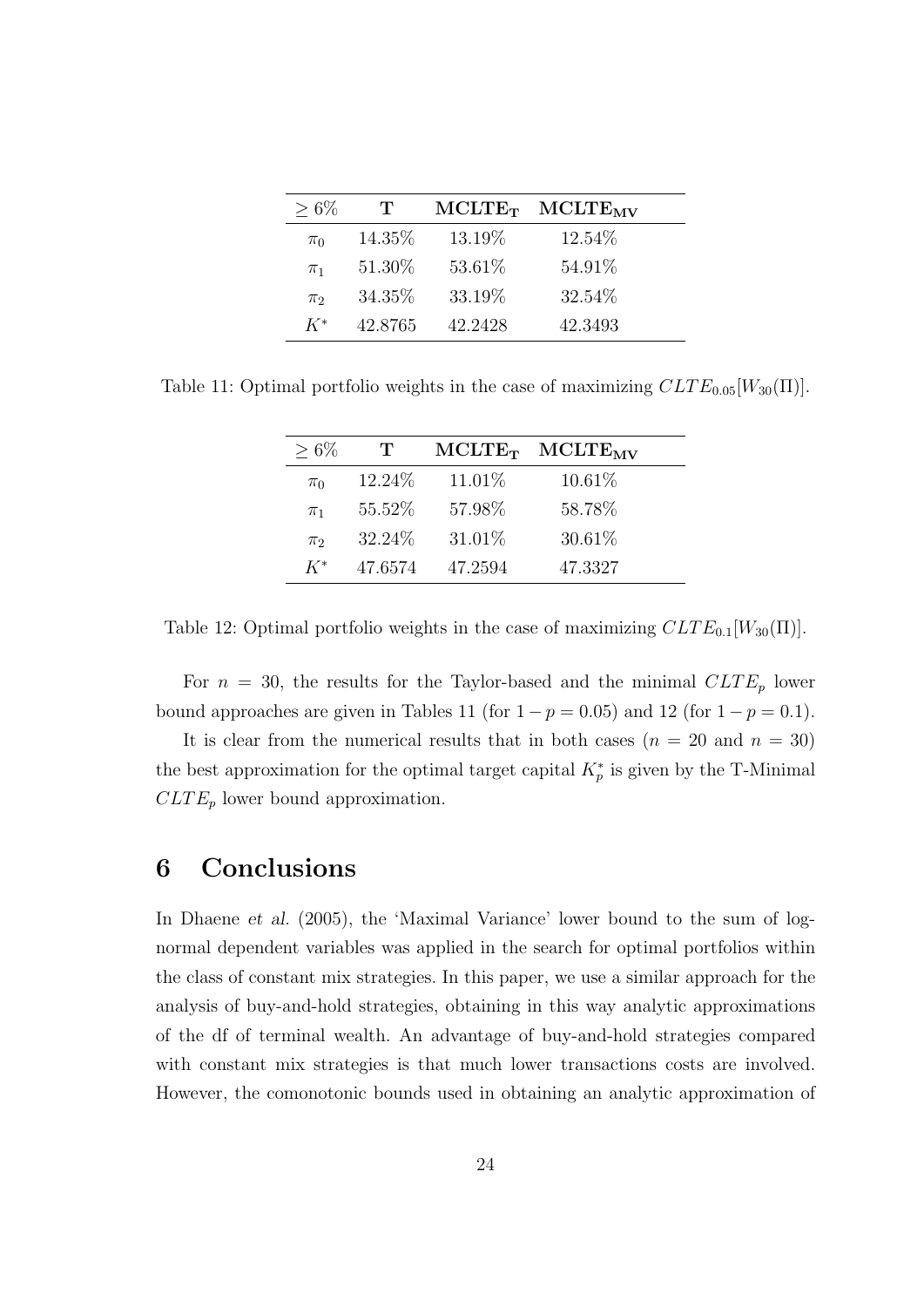| $\geq 6\%$ | **T** | $\mathbf{MCLTE_T}$ | $\mathbf{MCLTE_{MV}}$ |
|---|---|---|---|
| $\pi_0$ | 14.35% | 13.19% | 12.54% |
| $\pi_1$ | 51.30% | 53.61% | 54.91% |
| $\pi_2$ | 34.35% | 33.19% | 32.54% |
| $K^*$ | 42.8765 | 42.2428 | 42.3493 |

Table 11: Optimal portfolio weights in the case of maximizing $CLTE_{0.05}[W_{30}(\Pi)]$.

| $\geq 6\%$ | **T** | $\mathbf{MCLTE_T}$ | $\mathbf{MCLTE_{MV}}$ |
|---|---|---|---|
| $\pi_0$ | 12.24% | 11.01% | 10.61% |
| $\pi_1$ | 55.52% | 57.98% | 58.78% |
| $\pi_2$ | 32.24% | 31.01% | 30.61% |
| $K^*$ | 47.6574 | 47.2594 | 47.3327 |

Table 12: Optimal portfolio weights in the case of maximizing $CLTE_{0.1}[W_{30}(\Pi)]$.

For $n = 30$, the results for the Taylor-based and the minimal $CLTE_p$ lower bound approaches are given in Tables 11 (for $1-p = 0.05$) and 12 (for $1-p = 0.1$).

It is clear from the numerical results that in both cases ($n = 20$ and $n = 30$) the best approximation for the optimal target capital $K_p^*$ is given by the T-Minimal $CLTE_p$ lower bound approximation.

# 6 Conclusions

In Dhaene *et al*. (2005), the 'Maximal Variance' lower bound to the sum of lognormal dependent variables was applied in the search for optimal portfolios within the class of constant mix strategies. In this paper, we use a similar approach for the analysis of buy-and-hold strategies, obtaining in this way analytic approximations of the df of terminal wealth. An advantage of buy-and-hold strategies compared with constant mix strategies is that much lower transactions costs are involved. However, the comonotonic bounds used in obtaining an analytic approximation of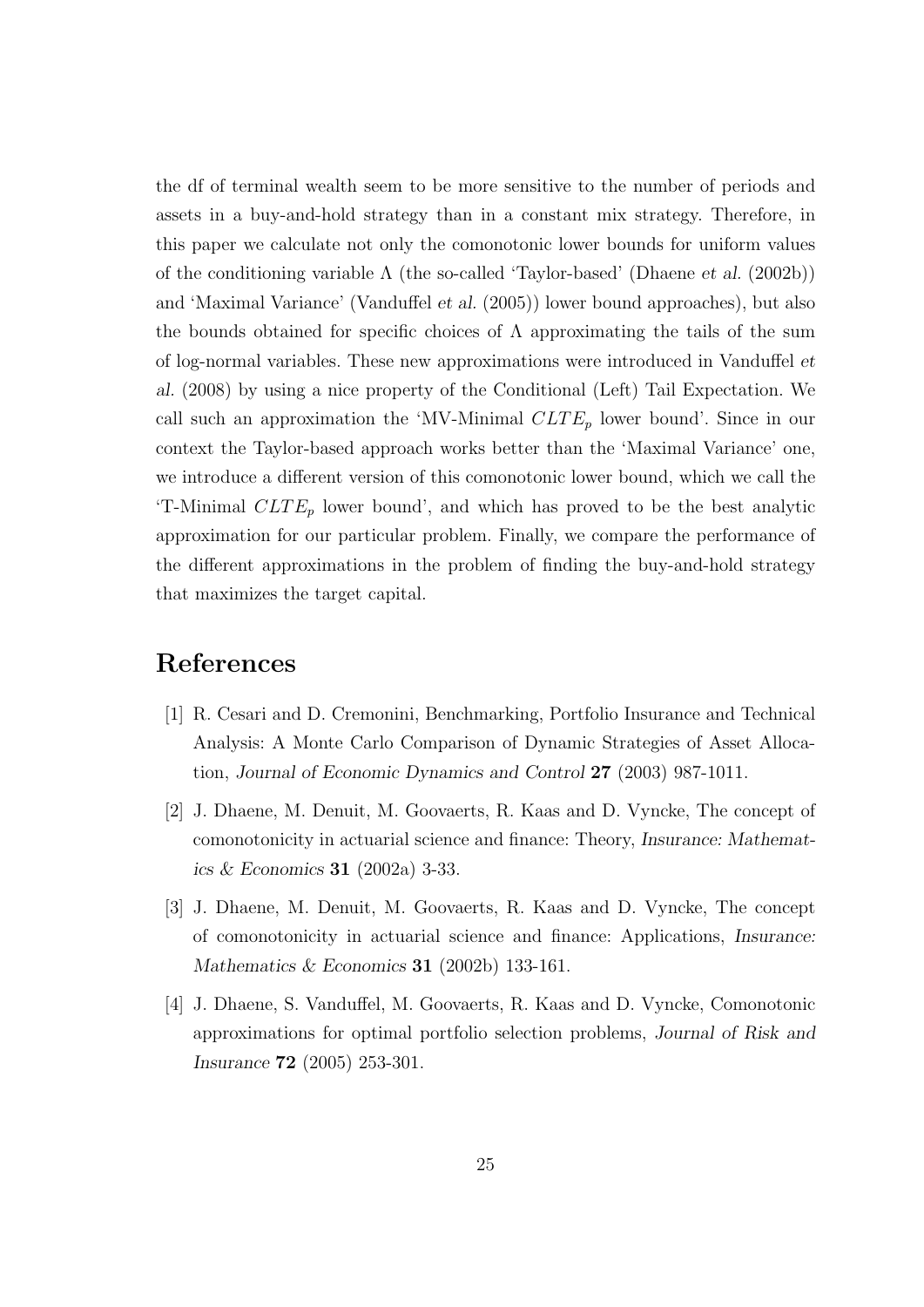the df of terminal wealth seem to be more sensitive to the number of periods and assets in a buy-and-hold strategy than in a constant mix strategy. Therefore, in this paper we calculate not only the comonotonic lower bounds for uniform values of the conditioning variable $\Lambda$ (the so-called 'Taylor-based' (Dhaene *et al.* (2002b)) and 'Maximal Variance' (Vanduffel *et al.* (2005)) lower bound approaches), but also the bounds obtained for specific choices of $\Lambda$ approximating the tails of the sum of log-normal variables. These new approximations were introduced in Vanduffel *et al.* (2008) by using a nice property of the Conditional (Left) Tail Expectation. We call such an approximation the 'MV-Minimal $CLTE_p$ lower bound'. Since in our context the Taylor-based approach works better than the 'Maximal Variance' one, we introduce a different version of this comonotonic lower bound, which we call the 'T-Minimal $CLTE_p$ lower bound', and which has proved to be the best analytic approximation for our particular problem. Finally, we compare the performance of the different approximations in the problem of finding the buy-and-hold strategy that maximizes the target capital.

# References

[1] R. Cesari and D. Cremonini, Benchmarking, Portfolio Insurance and Technical Analysis: A Monte Carlo Comparison of Dynamic Strategies of Asset Allocation, *Journal of Economic Dynamics and Control* **27** (2003) 987-1011.

[2] J. Dhaene, M. Denuit, M. Goovaerts, R. Kaas and D. Vyncke, The concept of comonotonicity in actuarial science and finance: Theory, *Insurance: Mathematics & Economics* **31** (2002a) 3-33.

[3] J. Dhaene, M. Denuit, M. Goovaerts, R. Kaas and D. Vyncke, The concept of comonotonicity in actuarial science and finance: Applications, *Insurance: Mathematics & Economics* **31** (2002b) 133-161.

[4] J. Dhaene, S. Vanduffel, M. Goovaerts, R. Kaas and D. Vyncke, Comonotonic approximations for optimal portfolio selection problems, *Journal of Risk and Insurance* **72** (2005) 253-301.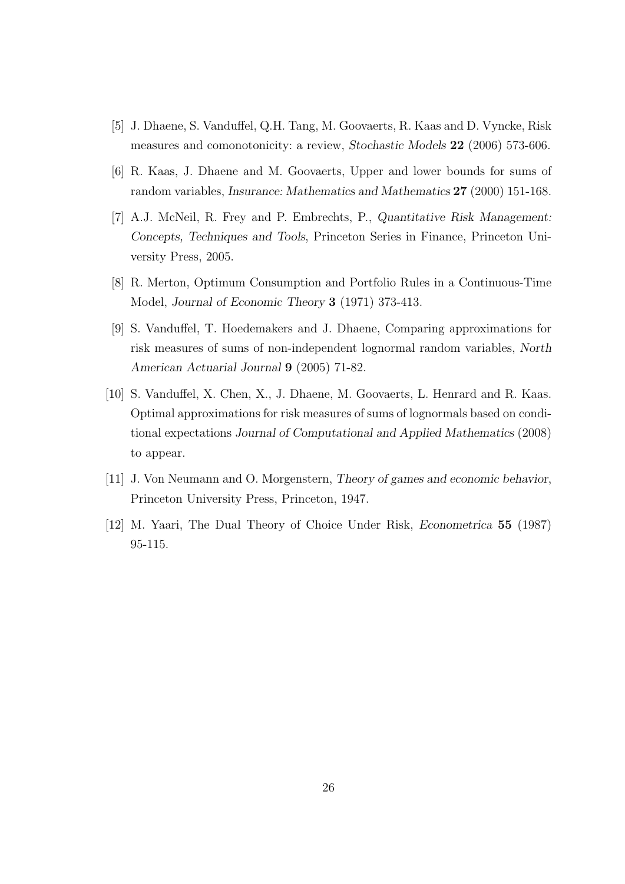[5] J. Dhaene, S. Vanduffel, Q.H. Tang, M. Goovaerts, R. Kaas and D. Vyncke, Risk measures and comonotonicity: a review, *Stochastic Models* **22** (2006) 573-606.

[6] R. Kaas, J. Dhaene and M. Goovaerts, Upper and lower bounds for sums of random variables, *Insurance: Mathematics and Mathematics* **27** (2000) 151-168.

[7] A.J. McNeil, R. Frey and P. Embrechts, P., *Quantitative Risk Management: Concepts, Techniques and Tools*, Princeton Series in Finance, Princeton University Press, 2005.

[8] R. Merton, Optimum Consumption and Portfolio Rules in a Continuous-Time Model, *Journal of Economic Theory* **3** (1971) 373-413.

[9] S. Vanduffel, T. Hoedemakers and J. Dhaene, Comparing approximations for risk measures of sums of non-independent lognormal random variables, *North American Actuarial Journal* **9** (2005) 71-82.

[10] S. Vanduffel, X. Chen, X., J. Dhaene, M. Goovaerts, L. Henrard and R. Kaas. Optimal approximations for risk measures of sums of lognormals based on conditional expectations *Journal of Computational and Applied Mathematics* (2008) to appear.

[11] J. Von Neumann and O. Morgenstern, *Theory of games and economic behavior*, Princeton University Press, Princeton, 1947.

[12] M. Yaari, The Dual Theory of Choice Under Risk, *Econometrica* **55** (1987) 95-115.